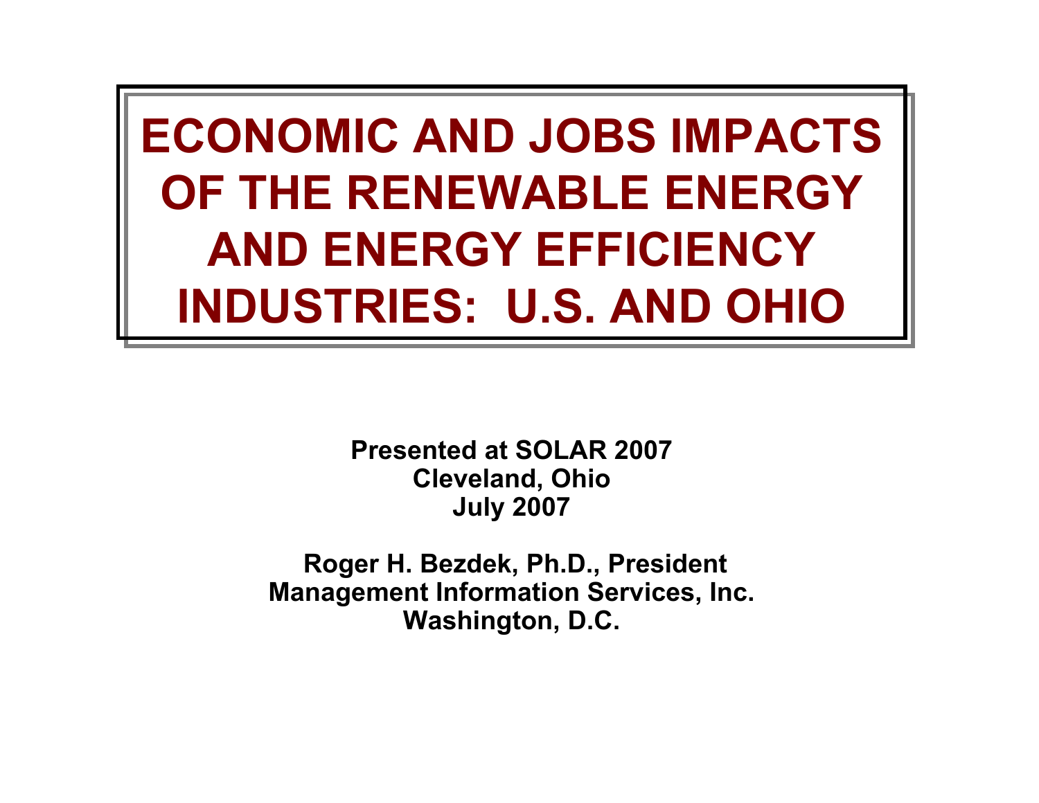# ECONOMIC AND JOBS IMPACTS OF THE RENEWABLE ENERGY AND ENERGY EFFICIENCY INDUSTRIES: U.S. AND OHIO

**Presented at SOLAR 2007**
**Cleveland, Ohio**
**July 2007**

**Roger H. Bezdek, Ph.D., President**
**Management Information Services, Inc.**
**Washington, D.C.**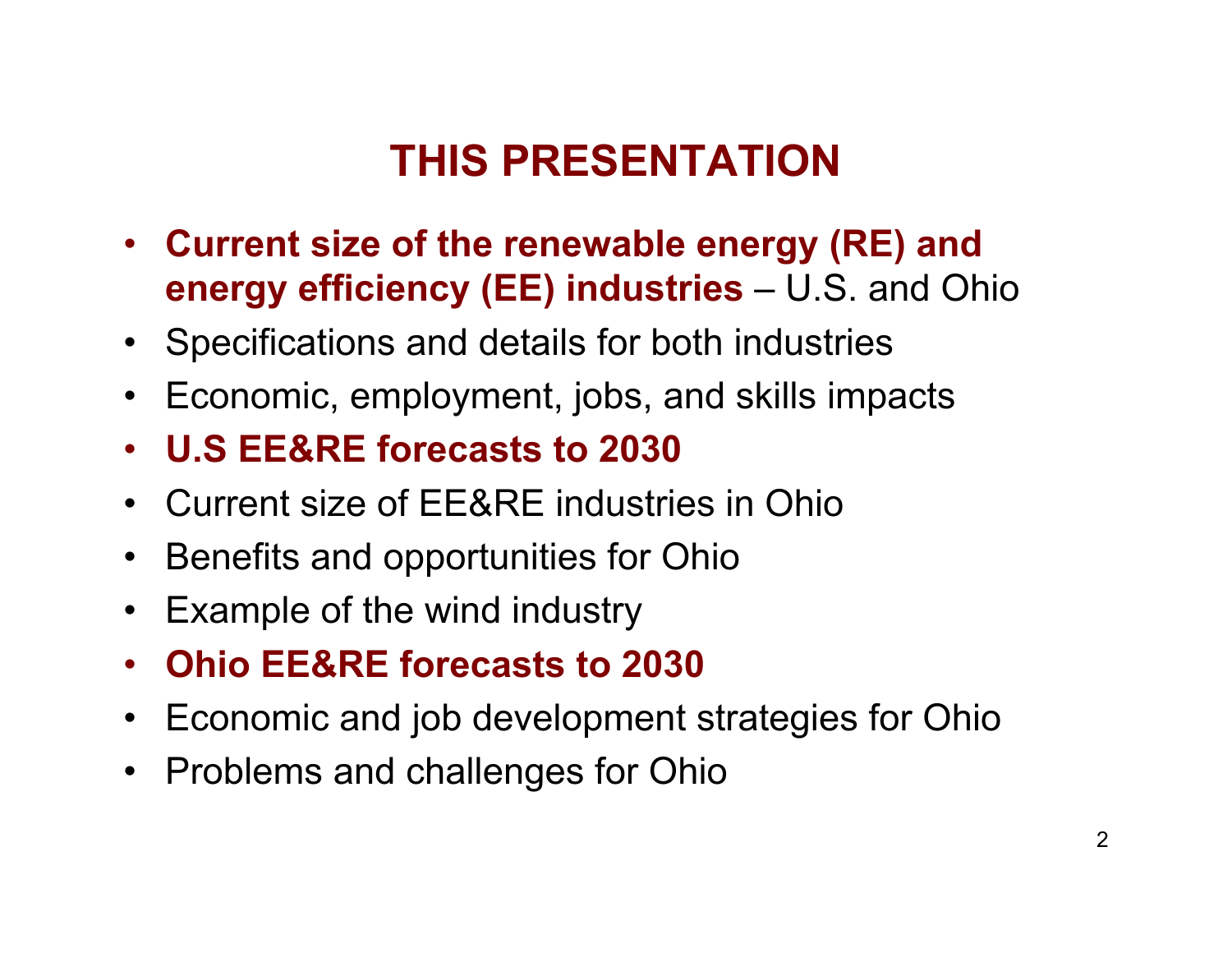# THIS PRESENTATION

- **Current size of the renewable energy (RE) and energy efficiency (EE) industries** – U.S. and Ohio
- Specifications and details for both industries
- Economic, employment, jobs, and skills impacts
- **U.S EE&RE forecasts to 2030**
- Current size of EE&RE industries in Ohio
- Benefits and opportunities for Ohio
- Example of the wind industry
- **Ohio EE&RE forecasts to 2030**
- Economic and job development strategies for Ohio
- Problems and challenges for Ohio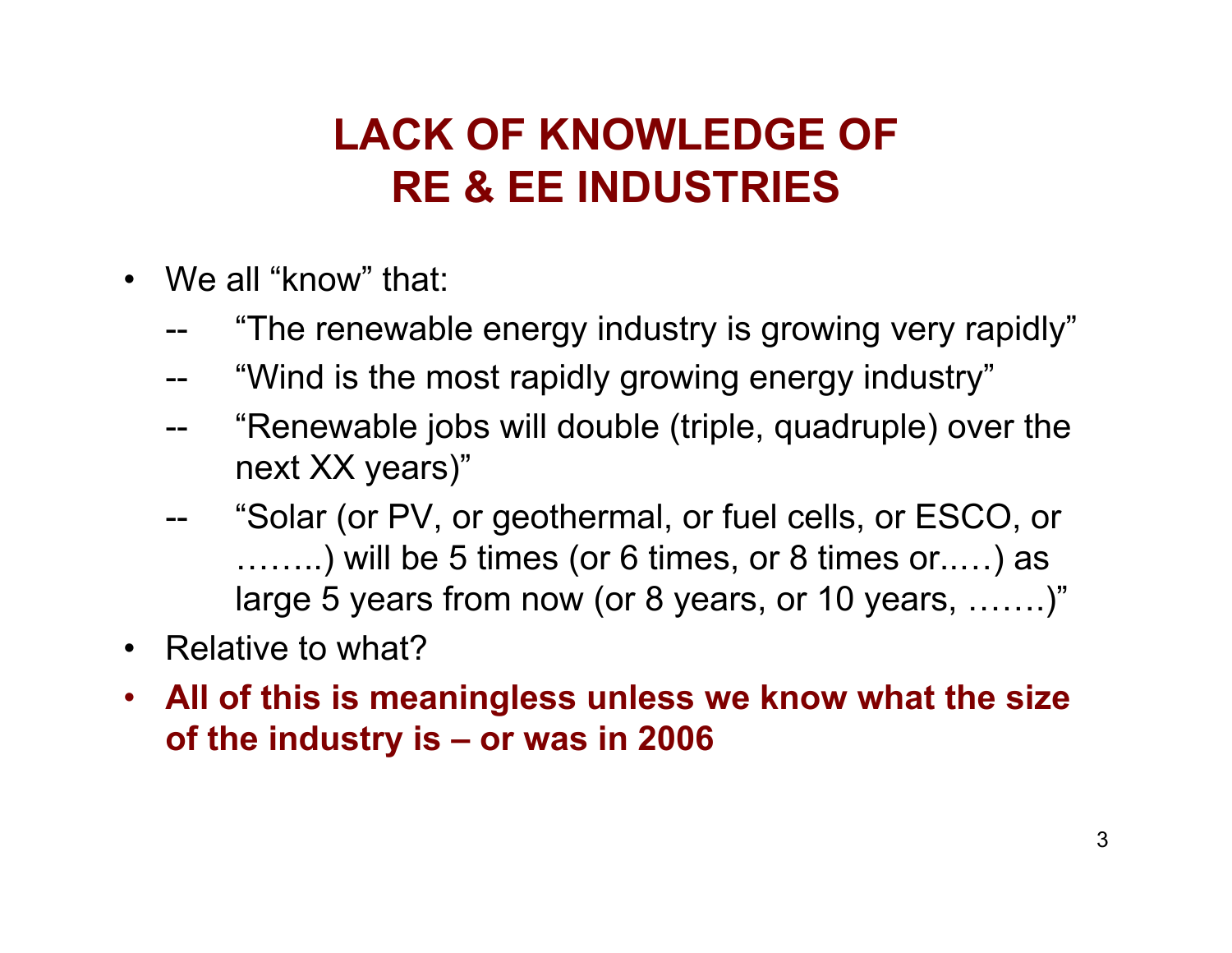# LACK OF KNOWLEDGE OF RE & EE INDUSTRIES

- We all "know" that:
  - -- "The renewable energy industry is growing very rapidly"
  - -- "Wind is the most rapidly growing energy industry"
  - -- "Renewable jobs will double (triple, quadruple) over the next XX years)"
  - -- "Solar (or PV, or geothermal, or fuel cells, or ESCO, or ……..) will be 5 times (or 6 times, or 8 times or..…) as large 5 years from now (or 8 years, or 10 years, …….)"
- Relative to what?
- **All of this is meaningless unless we know what the size of the industry is – or was in 2006**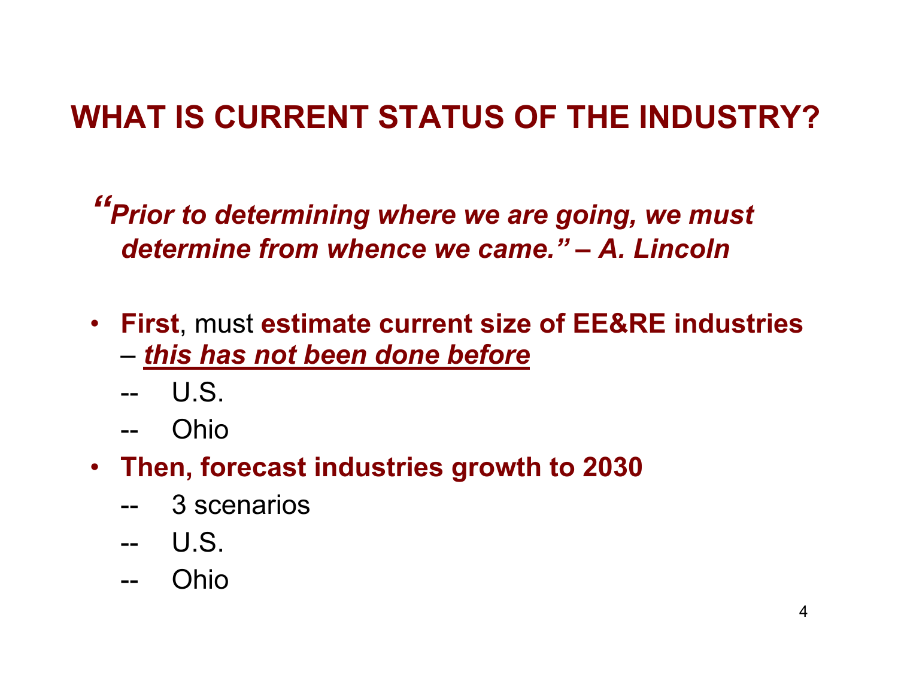# WHAT IS CURRENT STATUS OF THE INDUSTRY?

***"Prior to determining where we are going, we must determine from whence we came." – A. Lincoln***

- **First**, must **estimate current size of EE&RE industries** – ***<u>this has not been done before</u>***
  - -- U.S.
  - -- Ohio
- **Then, forecast industries growth to 2030**
  - -- 3 scenarios
  - -- U.S.
  - -- Ohio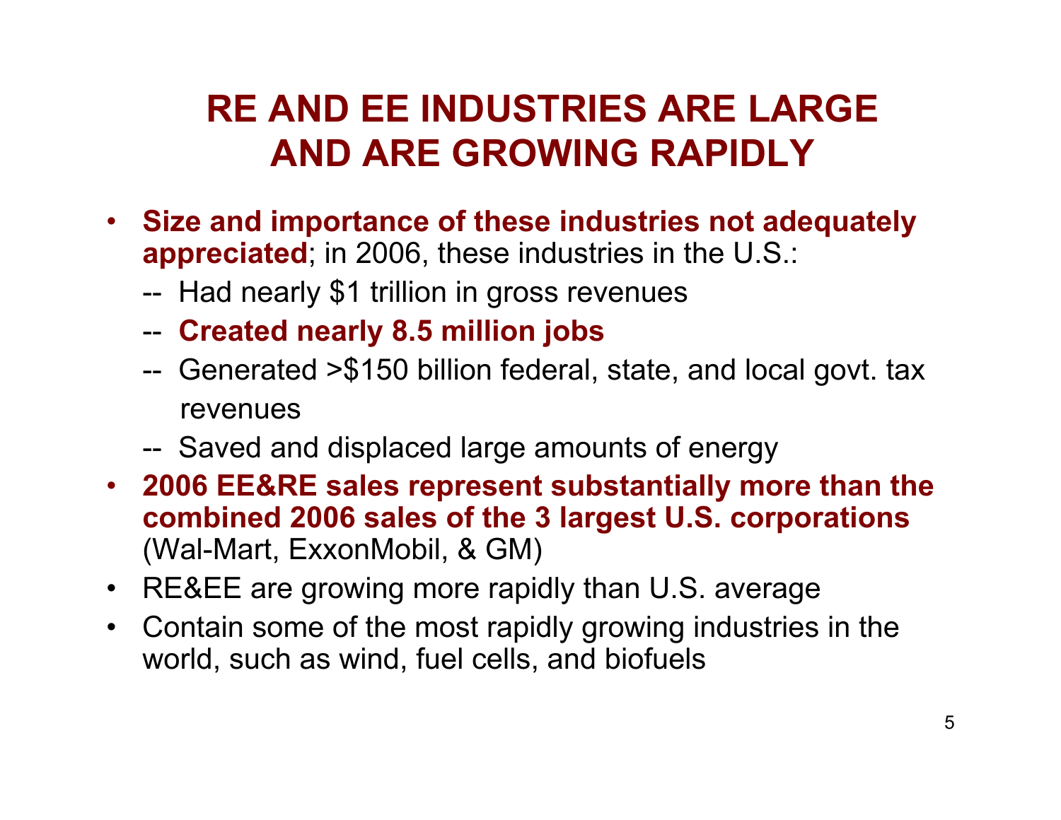# RE AND EE INDUSTRIES ARE LARGE AND ARE GROWING RAPIDLY

- **Size and importance of these industries not adequately appreciated**; in 2006, these industries in the U.S.:
  - -- Had nearly $1 trillion in gross revenues
  - -- **Created nearly 8.5 million jobs**
  - -- Generated >$150 billion federal, state, and local govt. tax revenues
  - -- Saved and displaced large amounts of energy
- **2006 EE&RE sales represent substantially more than the combined 2006 sales of the 3 largest U.S. corporations** (Wal-Mart, ExxonMobil, & GM)
- RE&EE are growing more rapidly than U.S. average
- Contain some of the most rapidly growing industries in the world, such as wind, fuel cells, and biofuels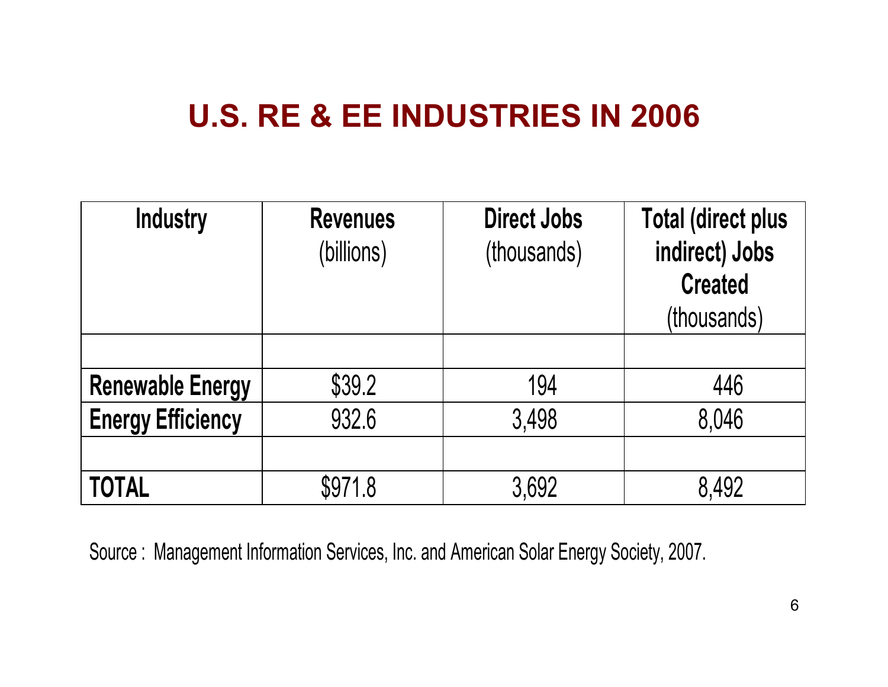# U.S. RE & EE INDUSTRIES IN 2006

| **Industry** | **Revenues** (billions) | **Direct Jobs** (thousands) | **Total (direct plus indirect) Jobs Created** (thousands) |
|---|---|---|---|
| | | | |
| **Renewable Energy** | $39.2 | 194 | 446 |
| **Energy Efficiency** | 932.6 | 3,498 | 8,046 |
| | | | |
| **TOTAL** | $971.8 | 3,692 | 8,492 |

Source : Management Information Services, Inc. and American Solar Energy Society, 2007.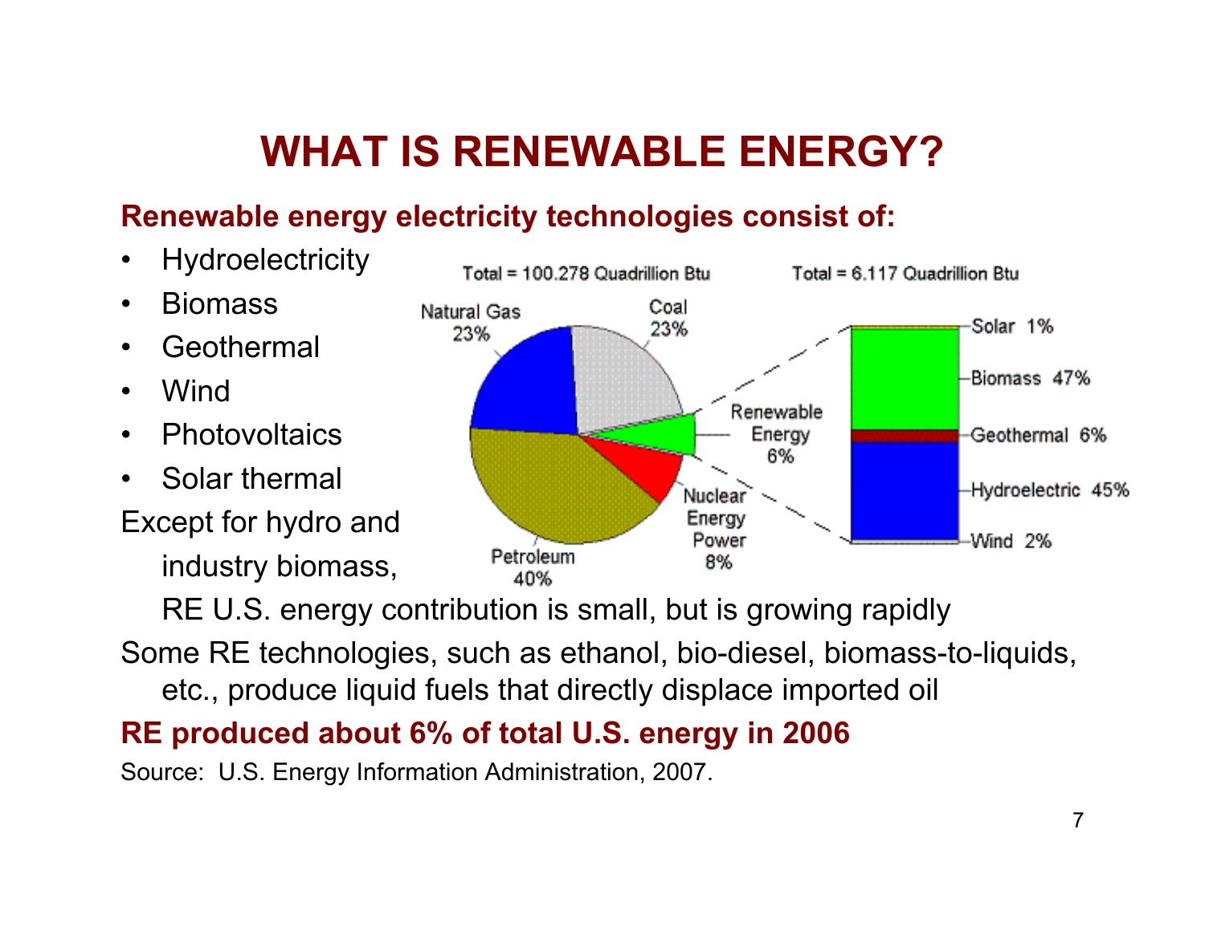# WHAT IS RENEWABLE ENERGY?

**Renewable energy electricity technologies consist of:**

- Hydroelectricity
- Biomass
- Geothermal
- Wind
- Photovoltaics
- Solar thermal

Except for hydro and industry biomass, RE U.S. energy contribution is small, but is growing rapidly

Some RE technologies, such as ethanol, bio-diesel, biomass-to-liquids, etc., produce liquid fuels that directly displace imported oil

**RE produced about 6% of total U.S. energy in 2006**

Source: U.S. Energy Information Administration, 2007.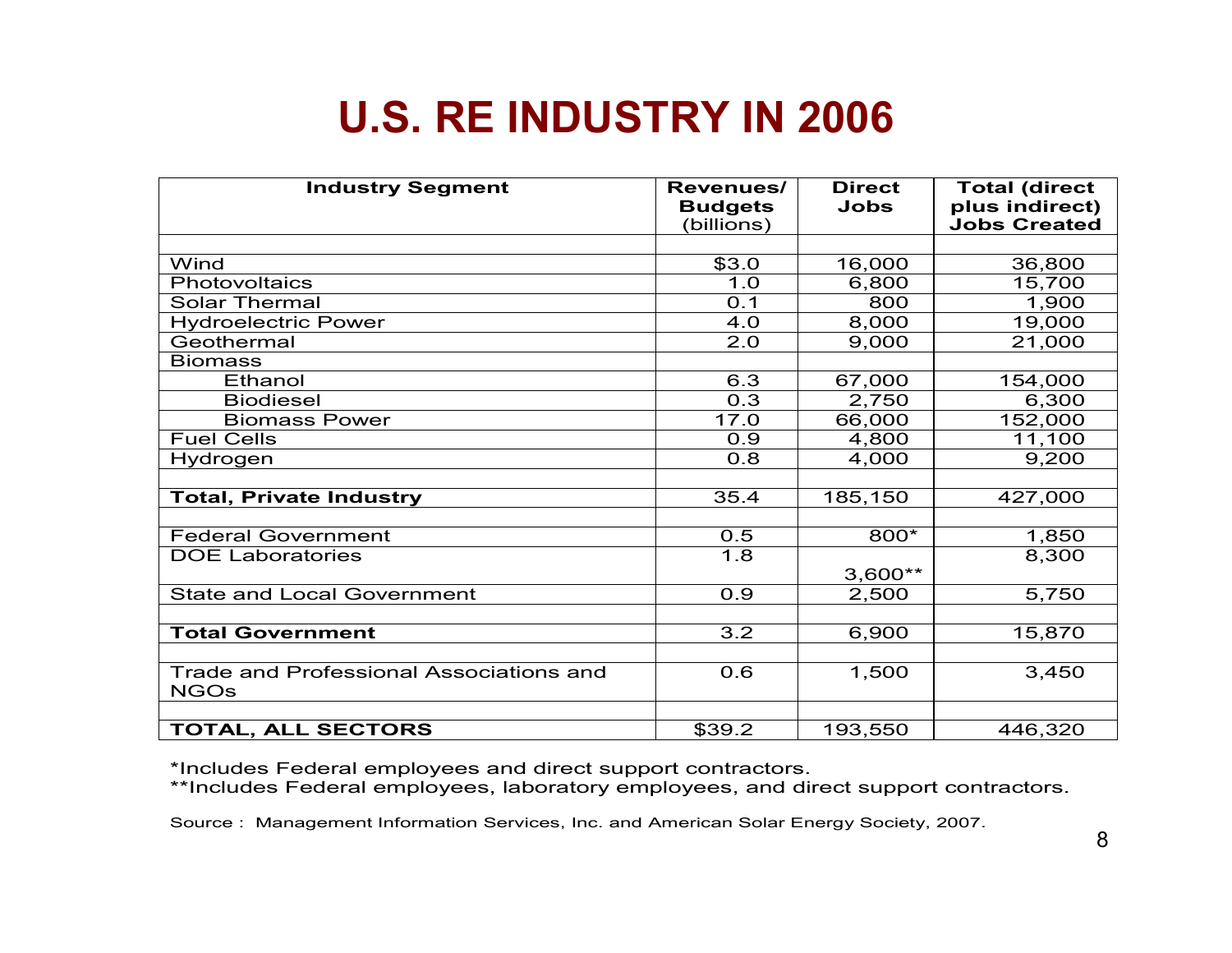# U.S. RE INDUSTRY IN 2006

| **Industry Segment** | **Revenues/ Budgets** (billions) | **Direct Jobs** | **Total (direct plus indirect) Jobs Created** |
|---|---|---|---|
| | | | |
| Wind | $3.0 | 16,000 | 36,800 |
| Photovoltaics | 1.0 | 6,800 | 15,700 |
| Solar Thermal | 0.1 | 800 | 1,900 |
| Hydroelectric Power | 4.0 | 8,000 | 19,000 |
| Geothermal | 2.0 | 9,000 | 21,000 |
| Biomass | | | |
| Ethanol | 6.3 | 67,000 | 154,000 |
| Biodiesel | 0.3 | 2,750 | 6,300 |
| Biomass Power | 17.0 | 66,000 | 152,000 |
| Fuel Cells | 0.9 | 4,800 | 11,100 |
| Hydrogen | 0.8 | 4,000 | 9,200 |
| | | | |
| **Total, Private Industry** | 35.4 | 185,150 | 427,000 |
| | | | |
| Federal Government | 0.5 | 800* | 1,850 |
| DOE Laboratories | 1.8 | 3,600** | 8,300 |
| State and Local Government | 0.9 | 2,500 | 5,750 |
| | | | |
| **Total Government** | 3.2 | 6,900 | 15,870 |
| | | | |
| Trade and Professional Associations and NGOs | 0.6 | 1,500 | 3,450 |
| | | | |
| **TOTAL, ALL SECTORS** | $39.2 | 193,550 | 446,320 |

*Includes Federal employees and direct support contractors.
**Includes Federal employees, laboratory employees, and direct support contractors.

Source : Management Information Services, Inc. and American Solar Energy Society, 2007.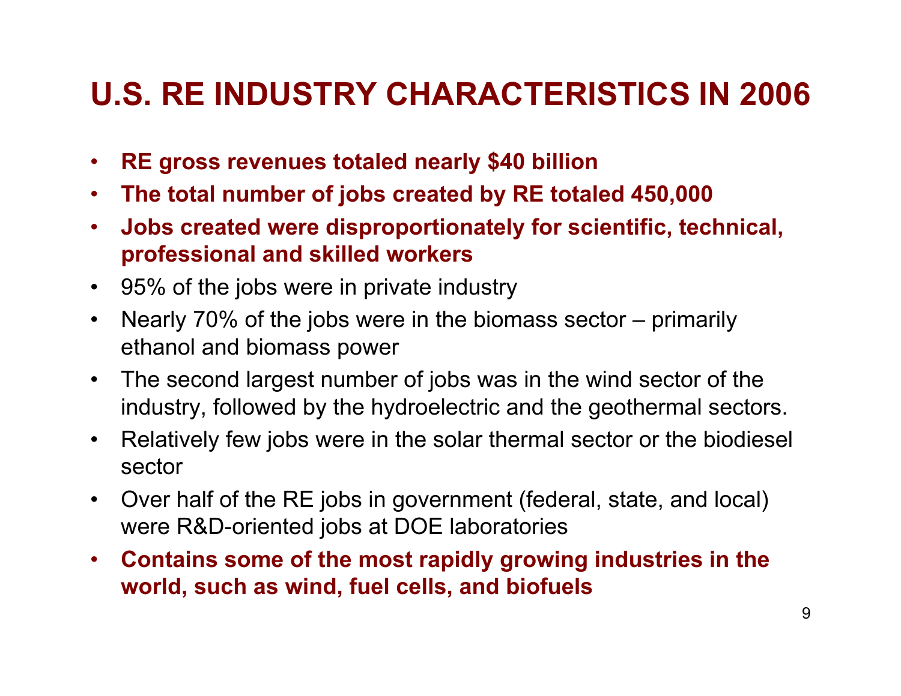# U.S. RE INDUSTRY CHARACTERISTICS IN 2006

- **RE gross revenues totaled nearly $40 billion**
- **The total number of jobs created by RE totaled 450,000**
- **Jobs created were disproportionately for scientific, technical, professional and skilled workers**
- 95% of the jobs were in private industry
- Nearly 70% of the jobs were in the biomass sector – primarily ethanol and biomass power
- The second largest number of jobs was in the wind sector of the industry, followed by the hydroelectric and the geothermal sectors.
- Relatively few jobs were in the solar thermal sector or the biodiesel sector
- Over half of the RE jobs in government (federal, state, and local) were R&D-oriented jobs at DOE laboratories
- **Contains some of the most rapidly growing industries in the world, such as wind, fuel cells, and biofuels**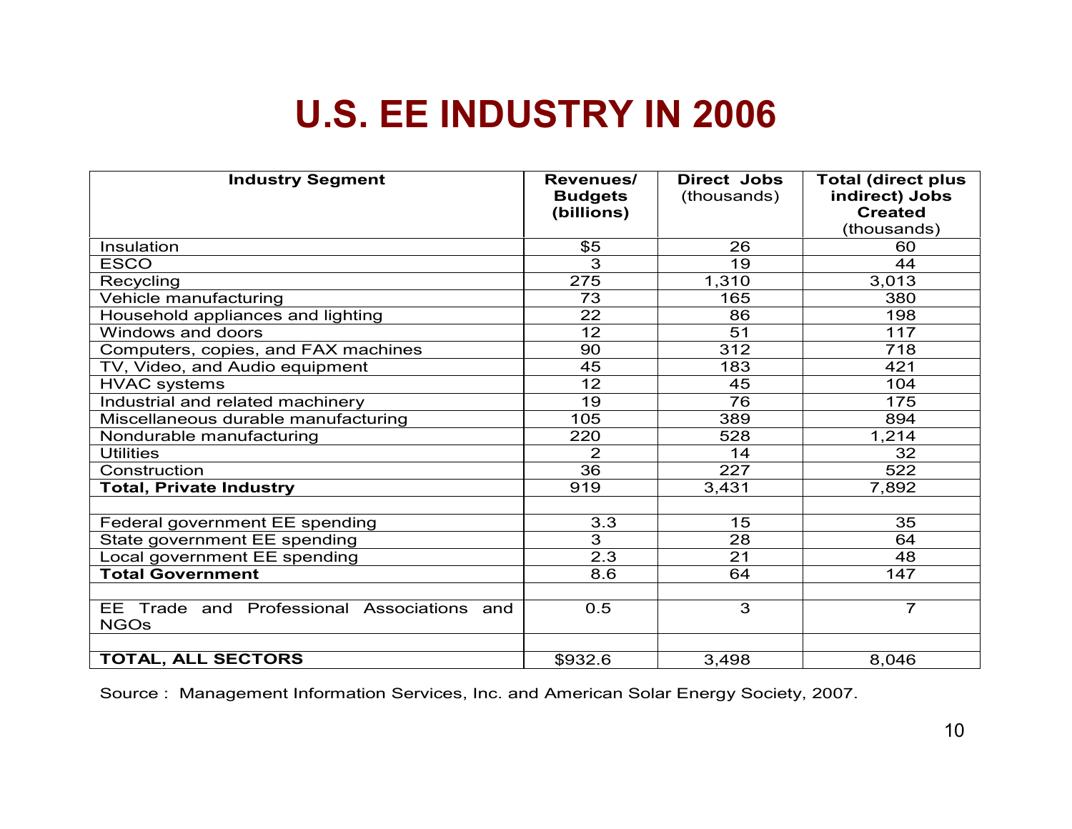# U.S. EE INDUSTRY IN 2006

| **Industry Segment** | **Revenues/ Budgets (billions)** | **Direct Jobs** (thousands) | **Total (direct plus indirect) Jobs Created** (thousands) |
|---|---|---|---|
| Insulation | $5 | 26 | 60 |
| ESCO | 3 | 19 | 44 |
| Recycling | 275 | 1,310 | 3,013 |
| Vehicle manufacturing | 73 | 165 | 380 |
| Household appliances and lighting | 22 | 86 | 198 |
| Windows and doors | 12 | 51 | 117 |
| Computers, copies, and FAX machines | 90 | 312 | 718 |
| TV, Video, and Audio equipment | 45 | 183 | 421 |
| HVAC systems | 12 | 45 | 104 |
| Industrial and related machinery | 19 | 76 | 175 |
| Miscellaneous durable manufacturing | 105 | 389 | 894 |
| Nondurable manufacturing | 220 | 528 | 1,214 |
| Utilities | 2 | 14 | 32 |
| Construction | 36 | 227 | 522 |
| **Total, Private Industry** | 919 | 3,431 | 7,892 |
| | | | |
| Federal government EE spending | 3.3 | 15 | 35 |
| State government EE spending | 3 | 28 | 64 |
| Local government EE spending | 2.3 | 21 | 48 |
| **Total Government** | 8.6 | 64 | 147 |
| | | | |
| EE Trade and Professional Associations and NGOs | 0.5 | 3 | 7 |
| | | | |
| **TOTAL, ALL SECTORS** | $932.6 | 3,498 | 8,046 |

Source : Management Information Services, Inc. and American Solar Energy Society, 2007.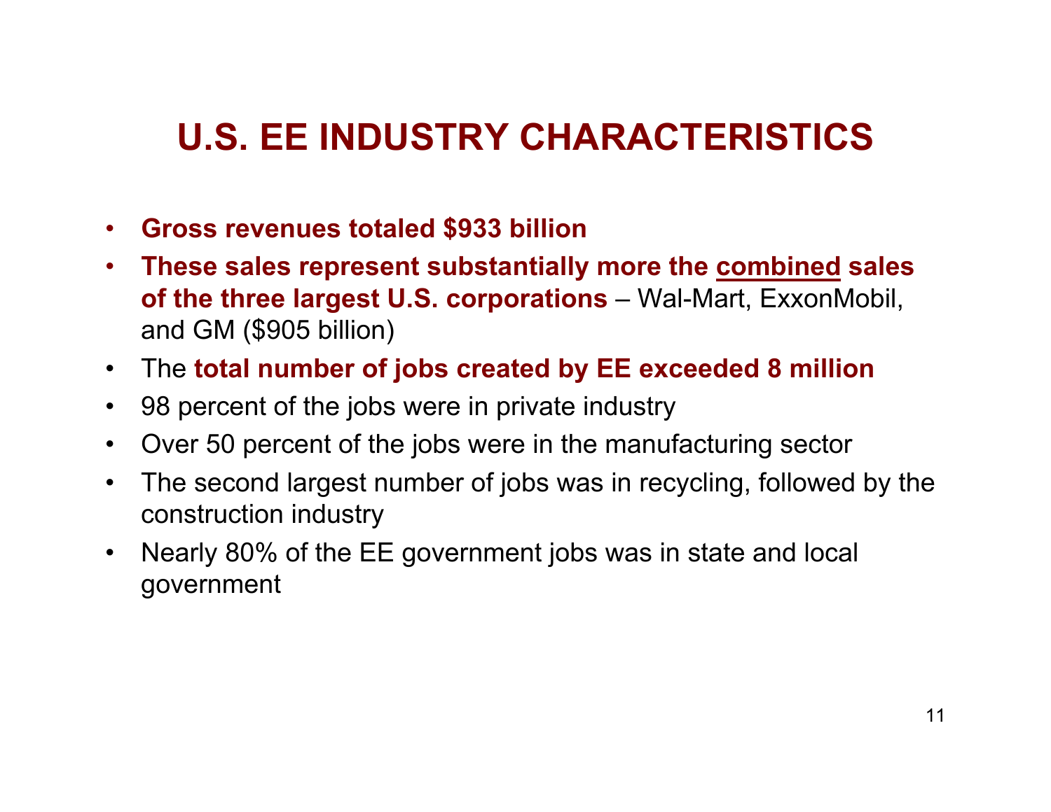# U.S. EE INDUSTRY CHARACTERISTICS

- **Gross revenues totaled $933 billion**
- **These sales represent substantially more the <u>combined</u> sales of the three largest U.S. corporations** – Wal-Mart, ExxonMobil, and GM ($905 billion)
- The **total number of jobs created by EE exceeded 8 million**
- 98 percent of the jobs were in private industry
- Over 50 percent of the jobs were in the manufacturing sector
- The second largest number of jobs was in recycling, followed by the construction industry
- Nearly 80% of the EE government jobs was in state and local government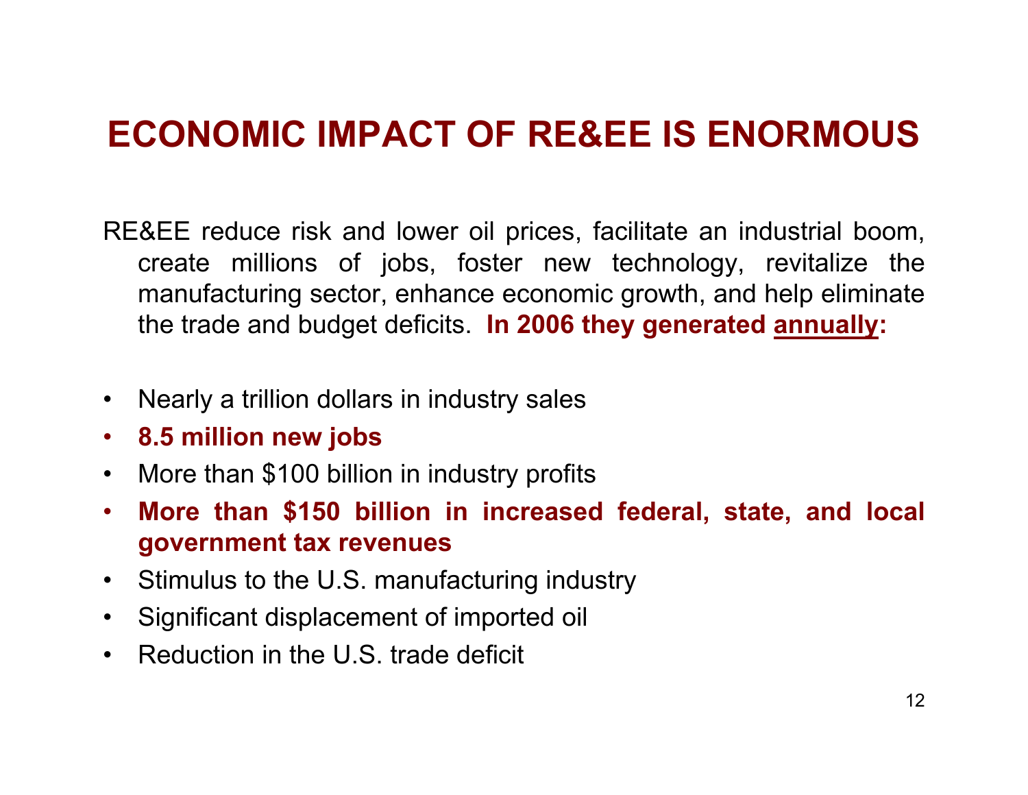# ECONOMIC IMPACT OF RE&EE IS ENORMOUS

RE&EE reduce risk and lower oil prices, facilitate an industrial boom, create millions of jobs, foster new technology, revitalize the manufacturing sector, enhance economic growth, and help eliminate the trade and budget deficits. **In 2006 they generated <u>annually</u>:**

- Nearly a trillion dollars in industry sales
- **8.5 million new jobs**
- More than $100 billion in industry profits
- **More than $150 billion in increased federal, state, and local government tax revenues**
- Stimulus to the U.S. manufacturing industry
- Significant displacement of imported oil
- Reduction in the U.S. trade deficit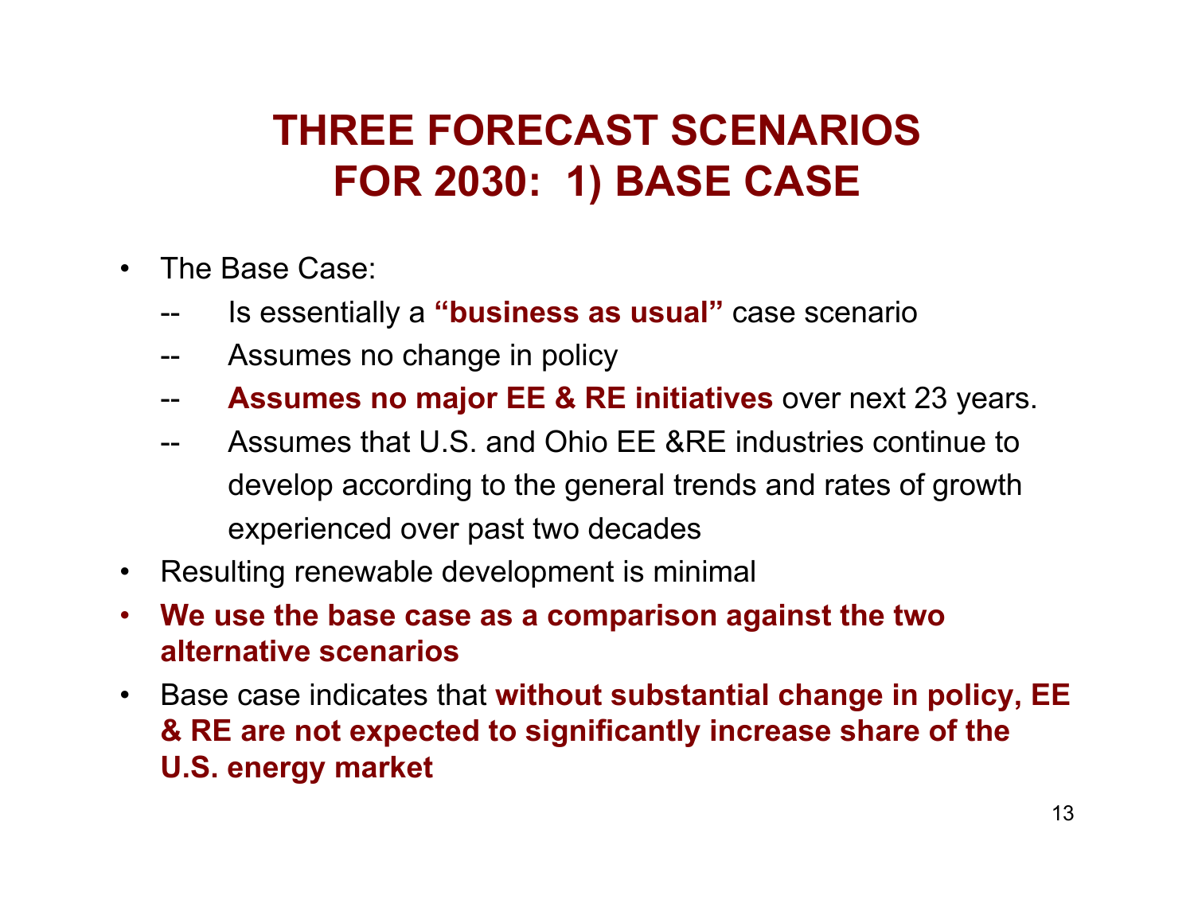# THREE FORECAST SCENARIOS FOR 2030: 1) BASE CASE

- The Base Case:
  - -- Is essentially a **"business as usual"** case scenario
  - -- Assumes no change in policy
  - -- **Assumes no major EE & RE initiatives** over next 23 years.
  - -- Assumes that U.S. and Ohio EE &RE industries continue to develop according to the general trends and rates of growth experienced over past two decades
- Resulting renewable development is minimal
- **We use the base case as a comparison against the two alternative scenarios**
- Base case indicates that **without substantial change in policy, EE & RE are not expected to significantly increase share of the U.S. energy market**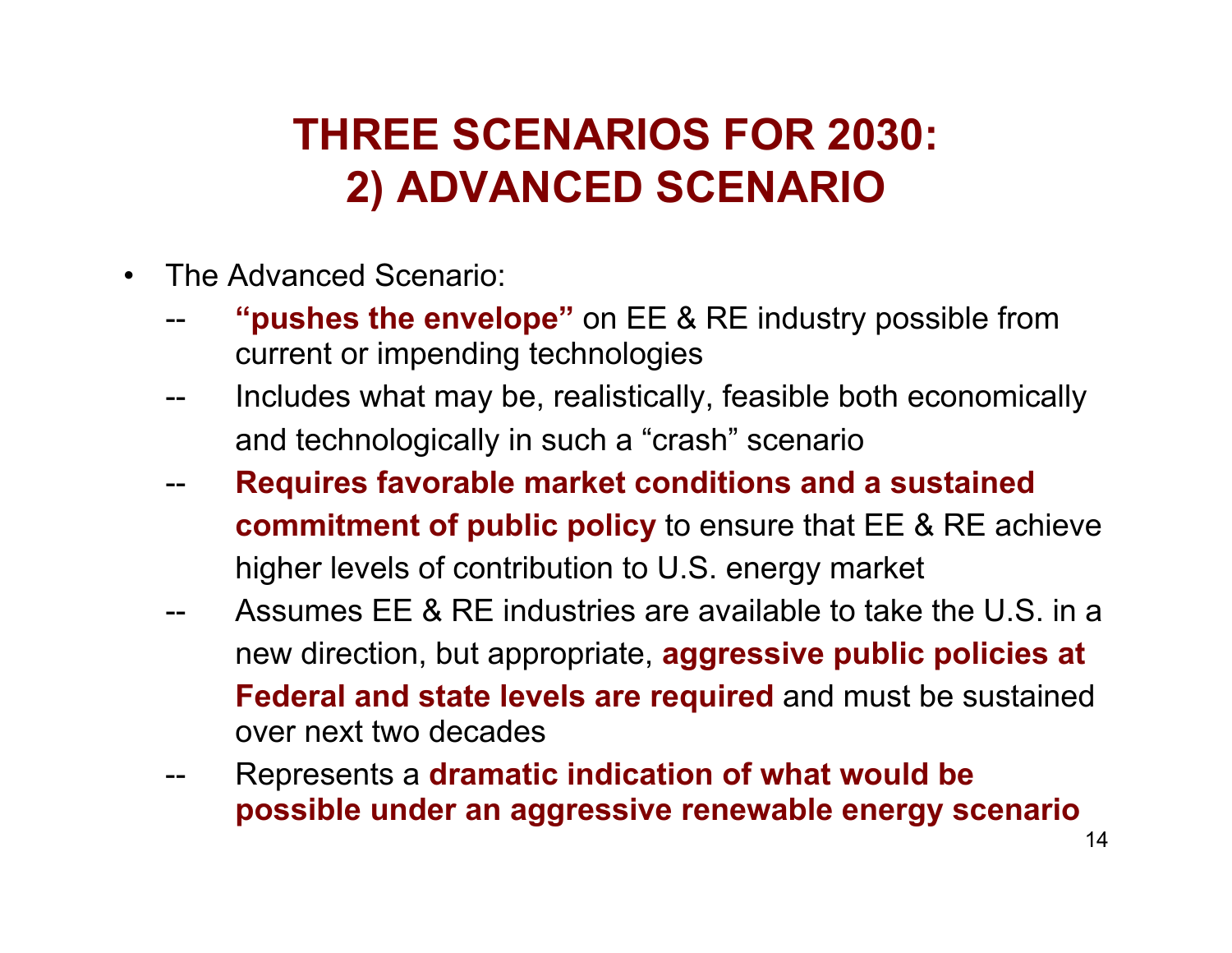# THREE SCENARIOS FOR 2030:
# 2) ADVANCED SCENARIO

- The Advanced Scenario:
  - **"pushes the envelope"** on EE & RE industry possible from current or impending technologies
  - Includes what may be, realistically, feasible both economically and technologically in such a "crash" scenario
  - **Requires favorable market conditions and a sustained commitment of public policy** to ensure that EE & RE achieve higher levels of contribution to U.S. energy market
  - Assumes EE & RE industries are available to take the U.S. in a new direction, but appropriate, **aggressive public policies at Federal and state levels are required** and must be sustained over next two decades
  - Represents a **dramatic indication of what would be possible under an aggressive renewable energy scenario**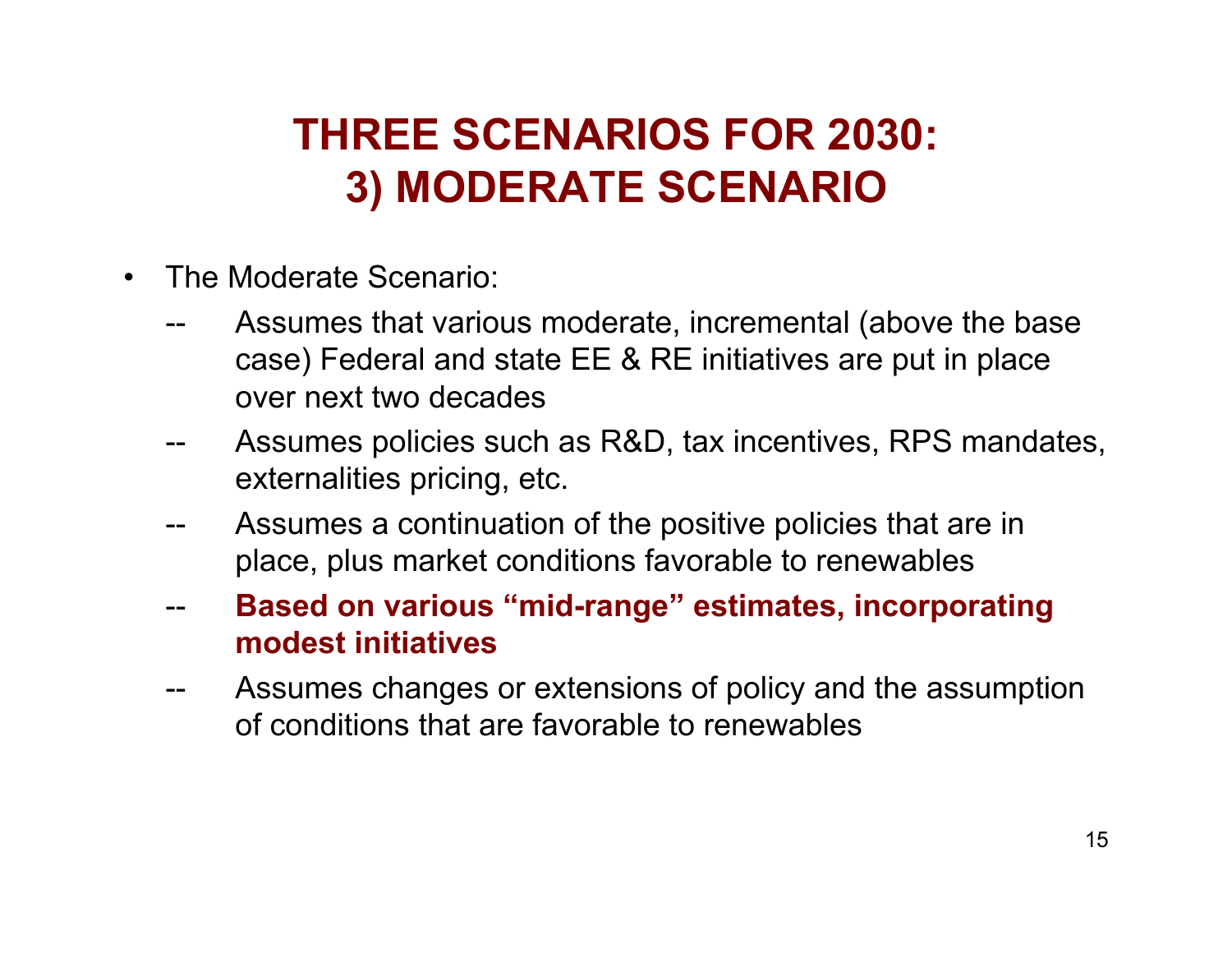# THREE SCENARIOS FOR 2030: 3) MODERATE SCENARIO

- The Moderate Scenario:
  - Assumes that various moderate, incremental (above the base case) Federal and state EE & RE initiatives are put in place over next two decades
  - Assumes policies such as R&D, tax incentives, RPS mandates, externalities pricing, etc.
  - Assumes a continuation of the positive policies that are in place, plus market conditions favorable to renewables
  - **Based on various "mid-range" estimates, incorporating modest initiatives**
  - Assumes changes or extensions of policy and the assumption of conditions that are favorable to renewables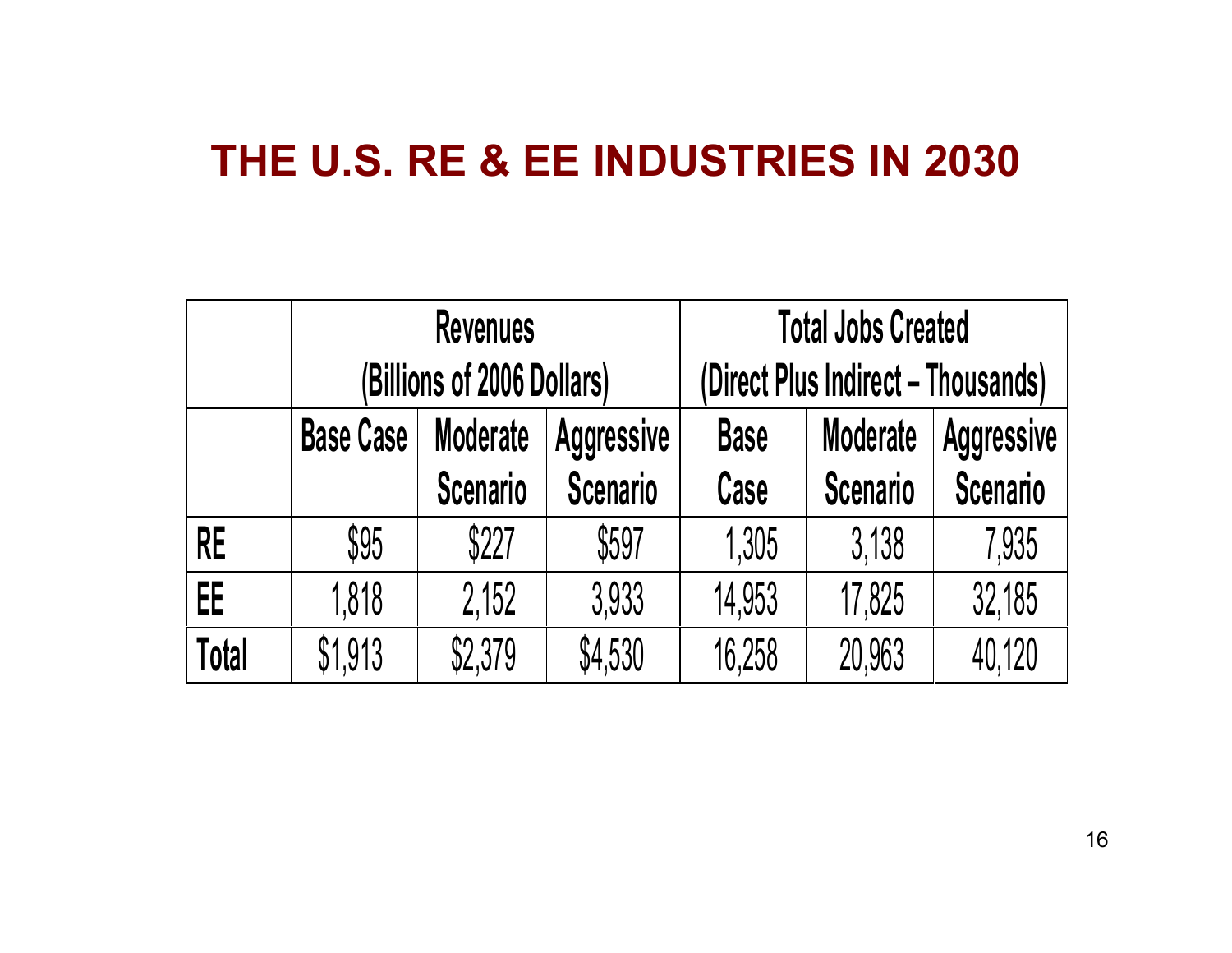# THE U.S. RE & EE INDUSTRIES IN 2030

| | Revenues (Billions of 2006 Dollars) | | | Total Jobs Created (Direct Plus Indirect – Thousands) | | |
|---|---|---|---|---|---|---|
| | Base Case | Moderate Scenario | Aggressive Scenario | Base Case | Moderate Scenario | Aggressive Scenario |
| **RE** | $95 | $227 | $597 | 1,305 | 3,138 | 7,935 |
| **EE** | 1,818 | 2,152 | 3,933 | 14,953 | 17,825 | 32,185 |
| **Total** | $1,913 | $2,379 | $4,530 | 16,258 | 20,963 | 40,120 |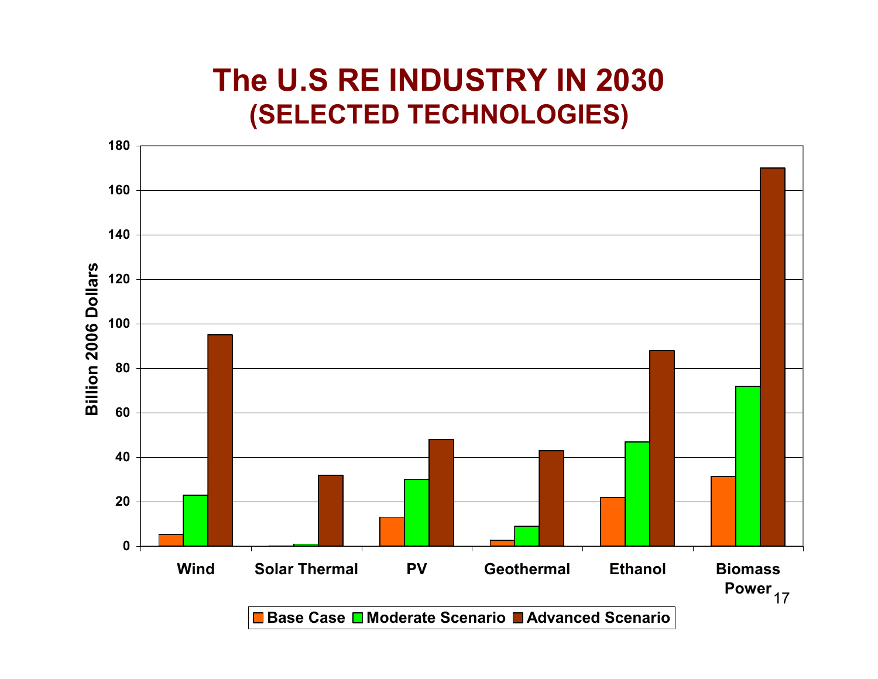# The U.S RE INDUSTRY IN 2030
## (SELECTED TECHNOLOGIES)

Billion 2006 Dollars

| | Base Case | Moderate Scenario | Advanced Scenario |
|---|---|---|---|
| Wind | 5 | 23 | 95 |
| Solar Thermal | 0 | 1 | 32 |
| PV | 13 | 30 | 48 |
| Geothermal | 3 | 9 | 43 |
| Ethanol | 22 | 47 | 88 |
| Biomass Power | 31 | 72 | 170 |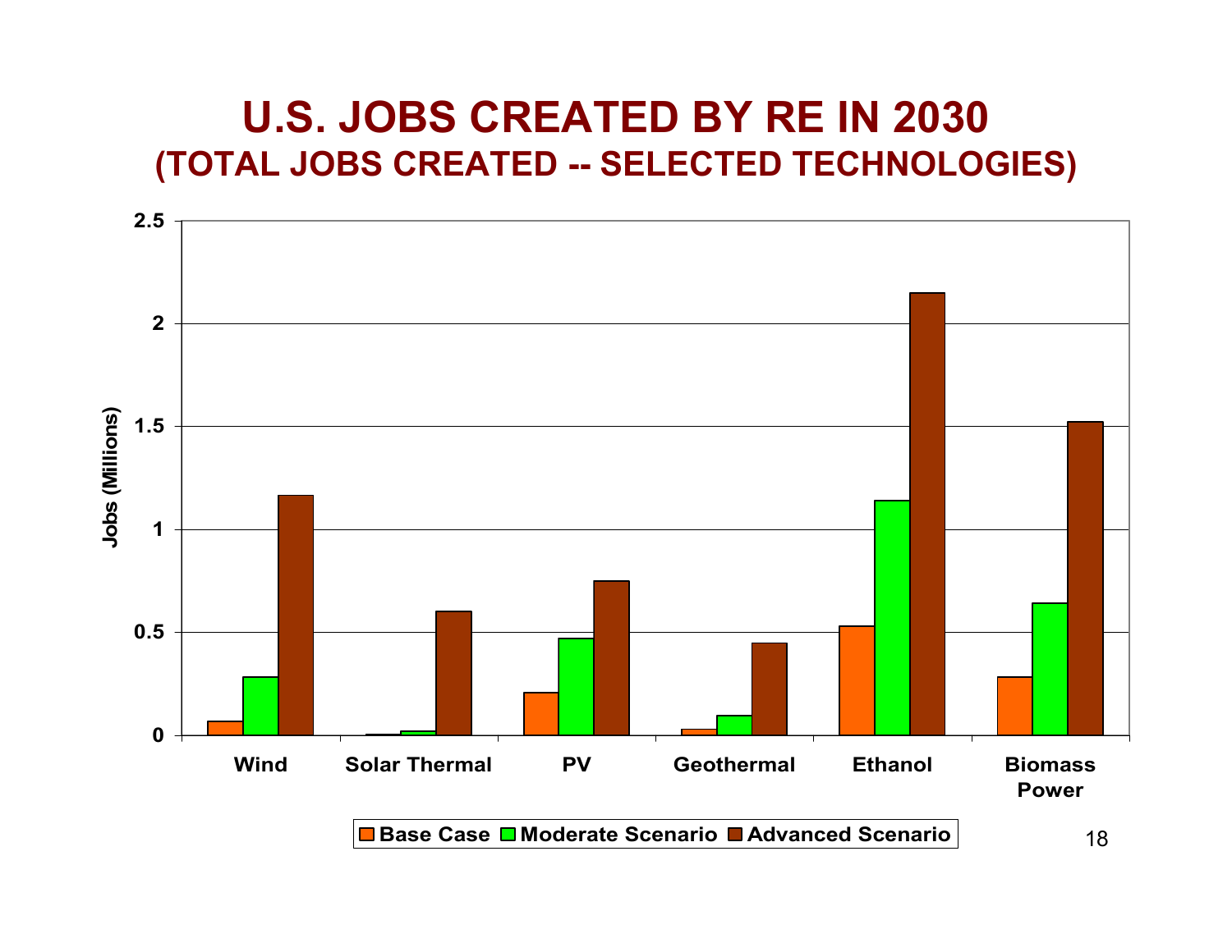# U.S. JOBS CREATED BY RE IN 2030

## (TOTAL JOBS CREATED -- SELECTED TECHNOLOGIES)

Jobs (Millions)

2.5
2
1.5
1
0.5
0

Wind | Solar Thermal | PV | Geothermal | Ethanol | Biomass Power

Base Case | Moderate Scenario | Advanced Scenario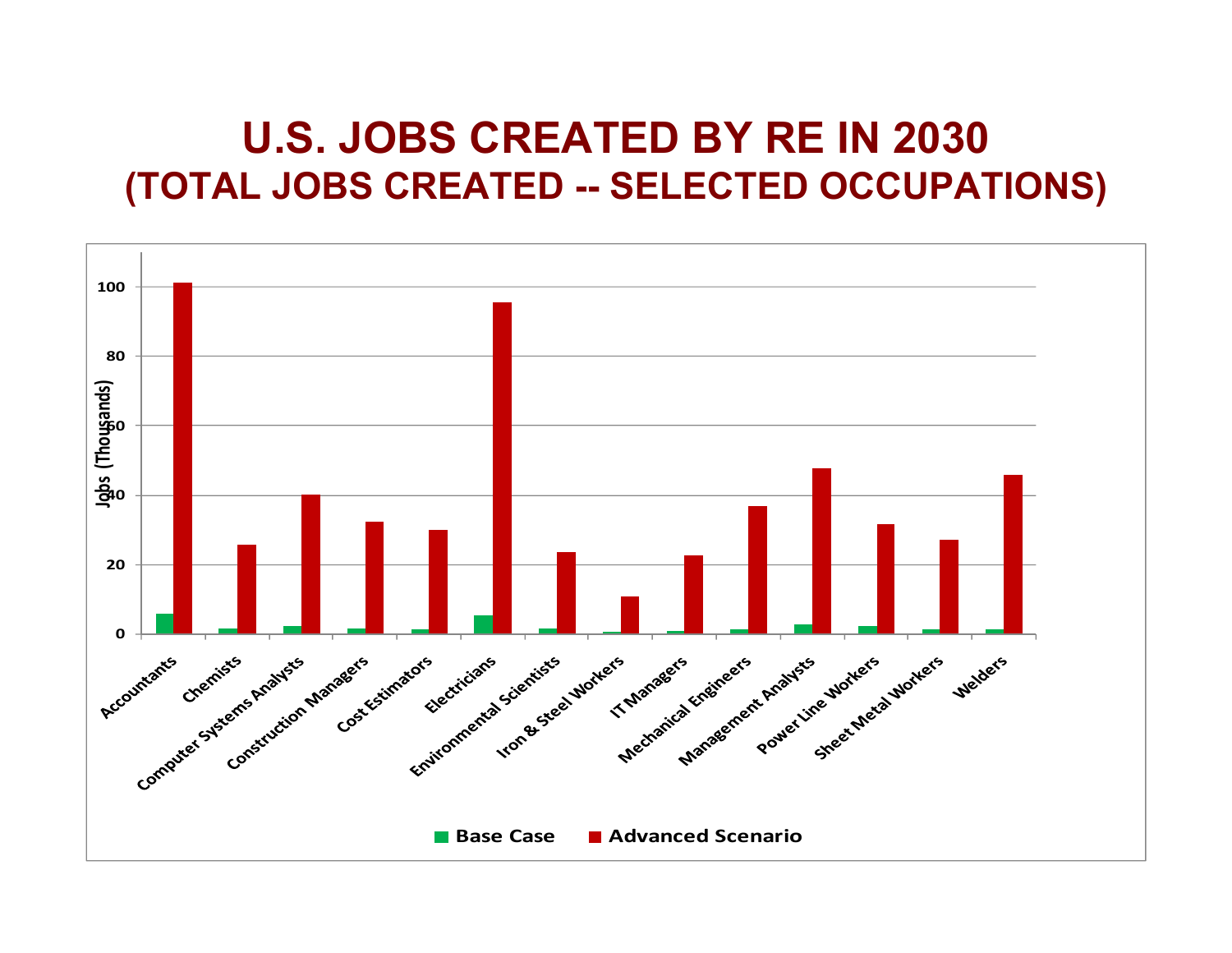# U.S. JOBS CREATED BY RE IN 2030
## (TOTAL JOBS CREATED -- SELECTED OCCUPATIONS)

Jobs (Thousands)

| Occupation | Base Case | Advanced Scenario |
|---|---|---|
| Accountants | ~6 | ~101 |
| Chemists | ~2 | ~26 |
| Computer Systems Analysts | ~2 | ~40 |
| Construction Managers | ~2 | ~32 |
| Cost Estimators | ~1 | ~30 |
| Electricians | ~5 | ~95 |
| Environmental Scientists | ~2 | ~24 |
| Iron & Steel Workers | ~1 | ~11 |
| IT Managers | ~1 | ~23 |
| Mechanical Engineers | ~1 | ~37 |
| Management Analysts | ~3 | ~48 |
| Power Line Workers | ~2 | ~32 |
| Sheet Metal Workers | ~1 | ~27 |
| Welders | ~1 | ~46 |

■ Base Case ■ Advanced Scenario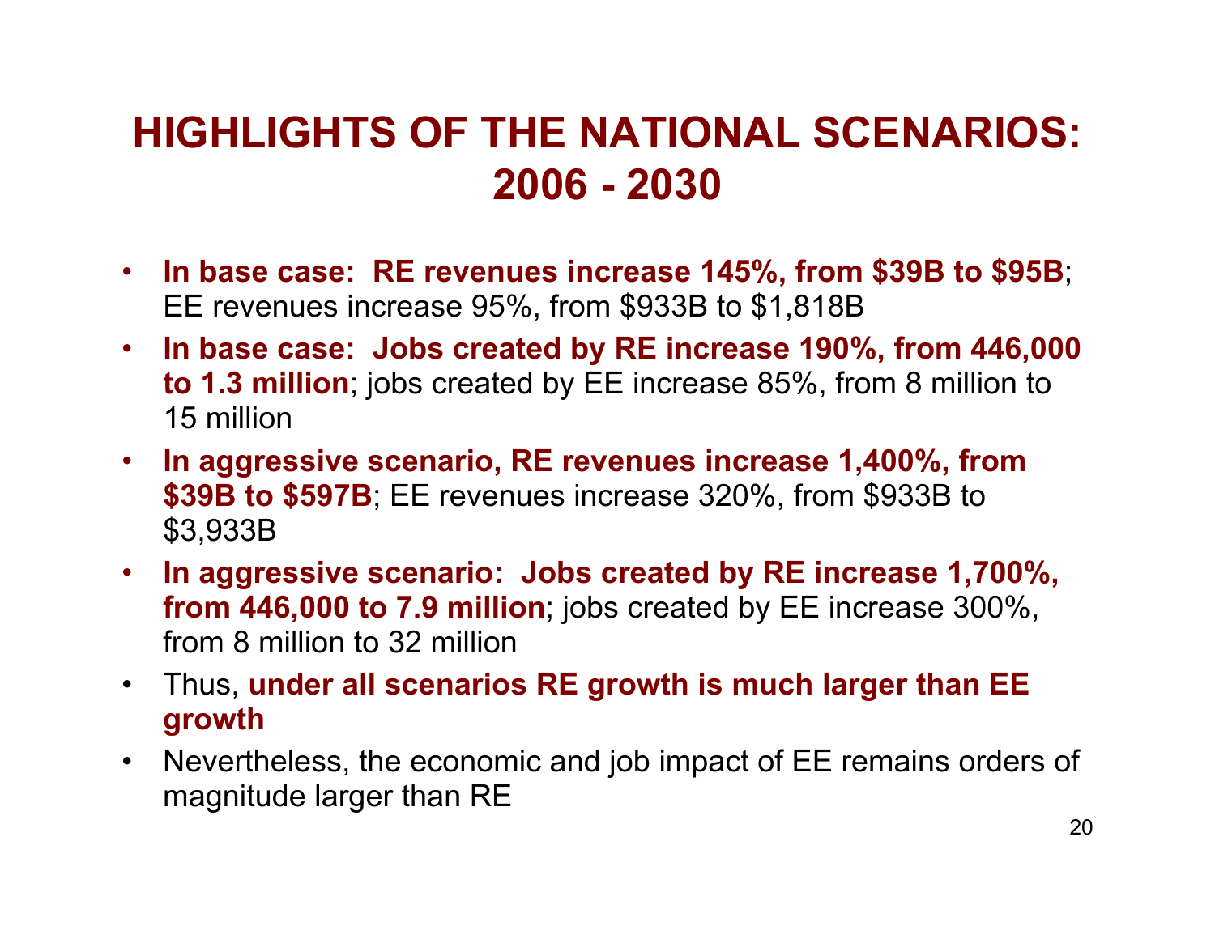# HIGHLIGHTS OF THE NATIONAL SCENARIOS: 2006 - 2030

- **In base case: RE revenues increase 145%, from $39B to $95B**; EE revenues increase 95%, from $933B to $1,818B
- **In base case: Jobs created by RE increase 190%, from 446,000 to 1.3 million**; jobs created by EE increase 85%, from 8 million to 15 million
- **In aggressive scenario, RE revenues increase 1,400%, from $39B to $597B**; EE revenues increase 320%, from $933B to $3,933B
- **In aggressive scenario: Jobs created by RE increase 1,700%, from 446,000 to 7.9 million**; jobs created by EE increase 300%, from 8 million to 32 million
- Thus, **under all scenarios RE growth is much larger than EE growth**
- Nevertheless, the economic and job impact of EE remains orders of magnitude larger than RE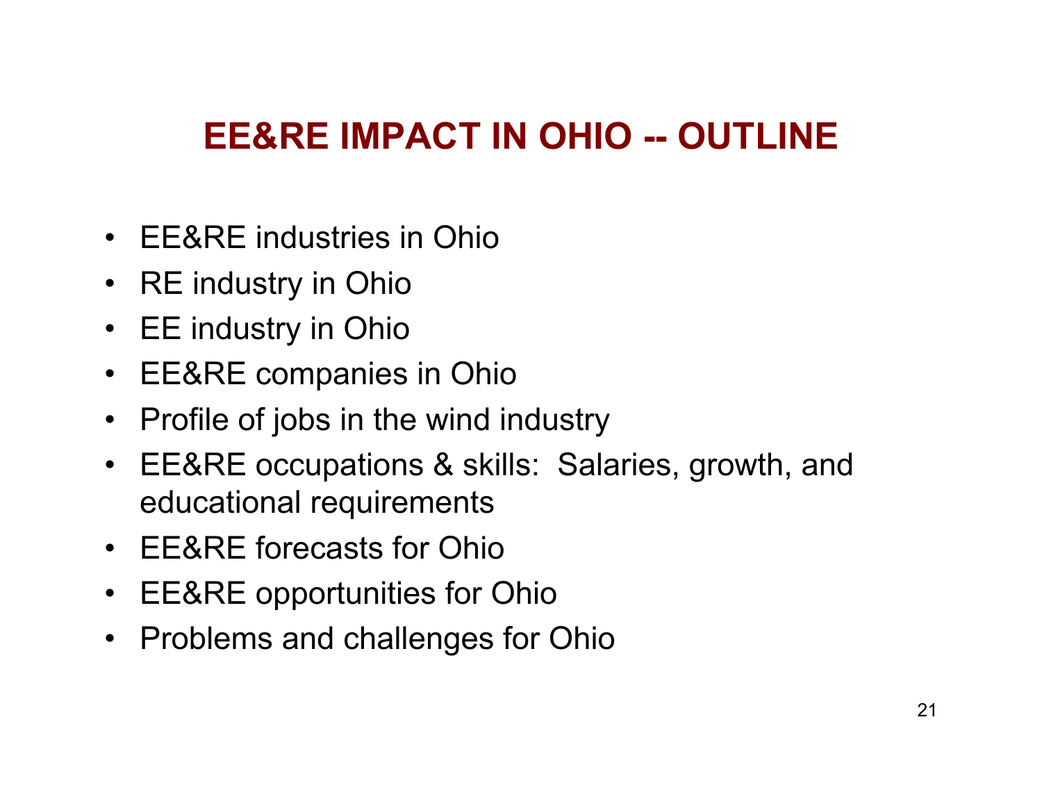# EE&RE IMPACT IN OHIO -- OUTLINE

- EE&RE industries in Ohio
- RE industry in Ohio
- EE industry in Ohio
- EE&RE companies in Ohio
- Profile of jobs in the wind industry
- EE&RE occupations & skills: Salaries, growth, and educational requirements
- EE&RE forecasts for Ohio
- EE&RE opportunities for Ohio
- Problems and challenges for Ohio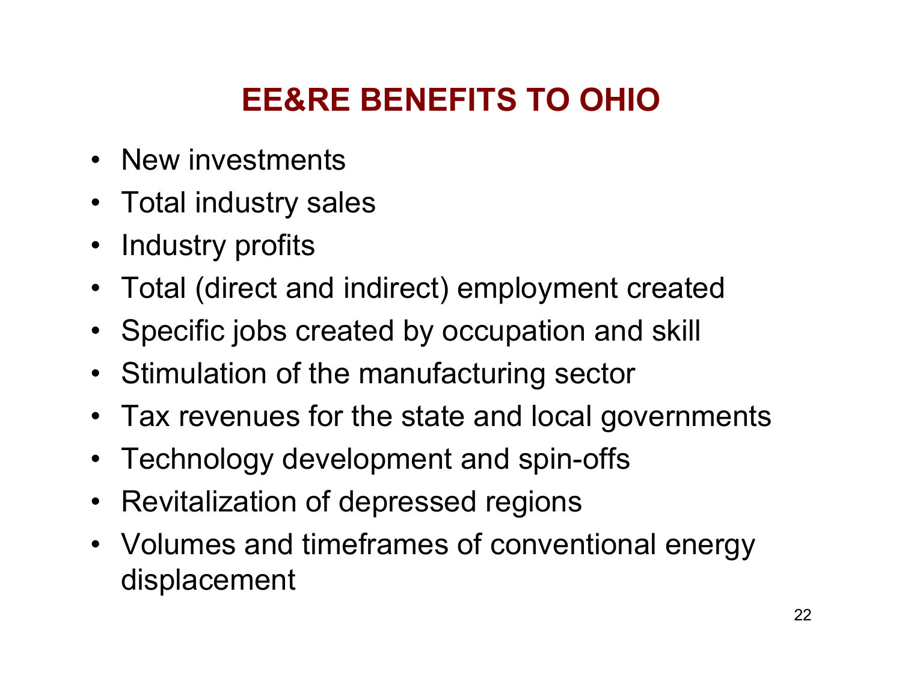# EE&RE BENEFITS TO OHIO

- New investments
- Total industry sales
- Industry profits
- Total (direct and indirect) employment created
- Specific jobs created by occupation and skill
- Stimulation of the manufacturing sector
- Tax revenues for the state and local governments
- Technology development and spin-offs
- Revitalization of depressed regions
- Volumes and timeframes of conventional energy displacement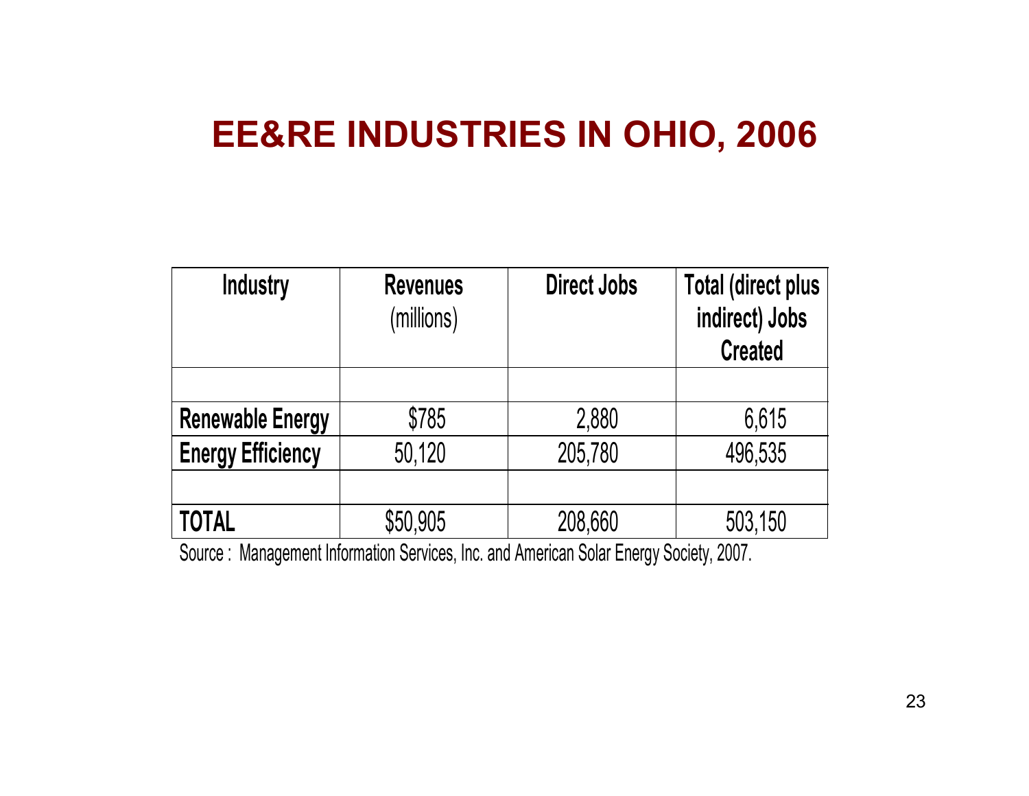# EE&RE INDUSTRIES IN OHIO, 2006

| Industry | Revenues (millions) | Direct Jobs | Total (direct plus indirect) Jobs Created |
|---|---|---|---|
| | | | |
| **Renewable Energy** | $785 | 2,880 | 6,615 |
| **Energy Efficiency** | 50,120 | 205,780 | 496,535 |
| | | | |
| **TOTAL** | $50,905 | 208,660 | 503,150 |

Source : Management Information Services, Inc. and American Solar Energy Society, 2007.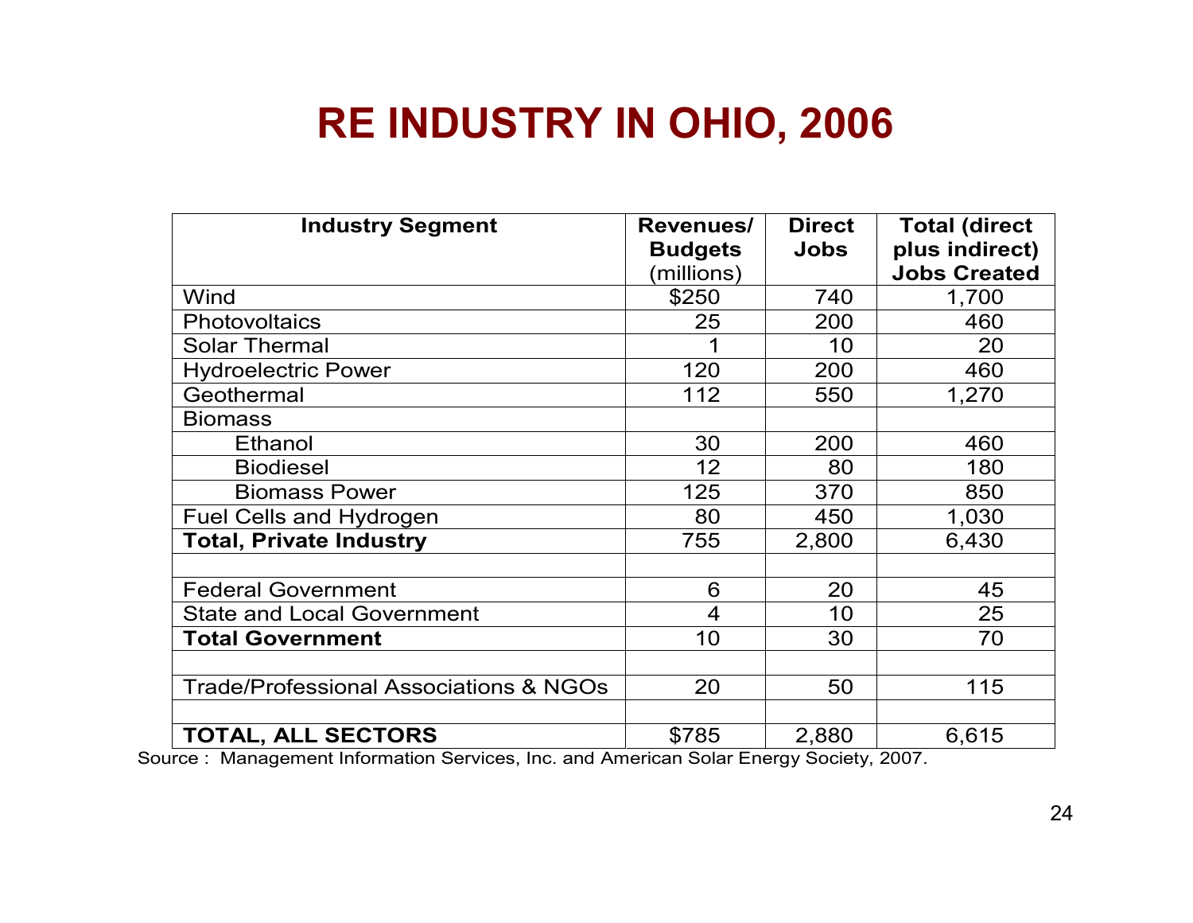# RE INDUSTRY IN OHIO, 2006

| Industry Segment | Revenues/ Budgets (millions) | Direct Jobs | Total (direct plus indirect) Jobs Created |
|---|---|---|---|
| Wind | $250 | 740 | 1,700 |
| Photovoltaics | 25 | 200 | 460 |
| Solar Thermal | 1 | 10 | 20 |
| Hydroelectric Power | 120 | 200 | 460 |
| Geothermal | 112 | 550 | 1,270 |
| Biomass | | | |
| Ethanol | 30 | 200 | 460 |
| Biodiesel | 12 | 80 | 180 |
| Biomass Power | 125 | 370 | 850 |
| Fuel Cells and Hydrogen | 80 | 450 | 1,030 |
| **Total, Private Industry** | 755 | 2,800 | 6,430 |
| | | | |
| Federal Government | 6 | 20 | 45 |
| State and Local Government | 4 | 10 | 25 |
| **Total Government** | 10 | 30 | 70 |
| | | | |
| Trade/Professional Associations & NGOs | 20 | 50 | 115 |
| | | | |
| **TOTAL, ALL SECTORS** | $785 | 2,880 | 6,615 |

Source : Management Information Services, Inc. and American Solar Energy Society, 2007.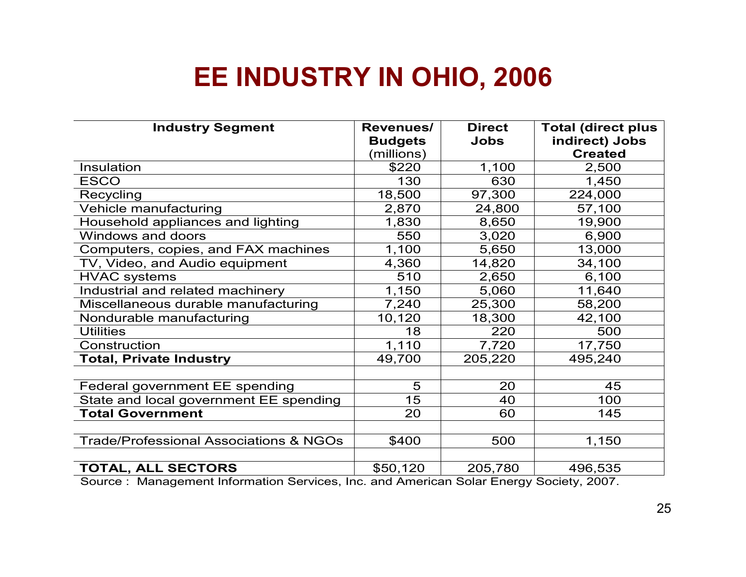# EE INDUSTRY IN OHIO, 2006

| Industry Segment | Revenues/ Budgets (millions) | Direct Jobs | Total (direct plus indirect) Jobs Created |
|---|---|---|---|
| Insulation | $220 | 1,100 | 2,500 |
| ESCO | 130 | 630 | 1,450 |
| Recycling | 18,500 | 97,300 | 224,000 |
| Vehicle manufacturing | 2,870 | 24,800 | 57,100 |
| Household appliances and lighting | 1,830 | 8,650 | 19,900 |
| Windows and doors | 550 | 3,020 | 6,900 |
| Computers, copies, and FAX machines | 1,100 | 5,650 | 13,000 |
| TV, Video, and Audio equipment | 4,360 | 14,820 | 34,100 |
| HVAC systems | 510 | 2,650 | 6,100 |
| Industrial and related machinery | 1,150 | 5,060 | 11,640 |
| Miscellaneous durable manufacturing | 7,240 | 25,300 | 58,200 |
| Nondurable manufacturing | 10,120 | 18,300 | 42,100 |
| Utilities | 18 | 220 | 500 |
| Construction | 1,110 | 7,720 | 17,750 |
| **Total, Private Industry** | 49,700 | 205,220 | 495,240 |
| | | | |
| Federal government EE spending | 5 | 20 | 45 |
| State and local government EE spending | 15 | 40 | 100 |
| **Total Government** | 20 | 60 | 145 |
| | | | |
| Trade/Professional Associations & NGOs | $400 | 500 | 1,150 |
| | | | |
| **TOTAL, ALL SECTORS** | $50,120 | 205,780 | 496,535 |

Source : Management Information Services, Inc. and American Solar Energy Society, 2007.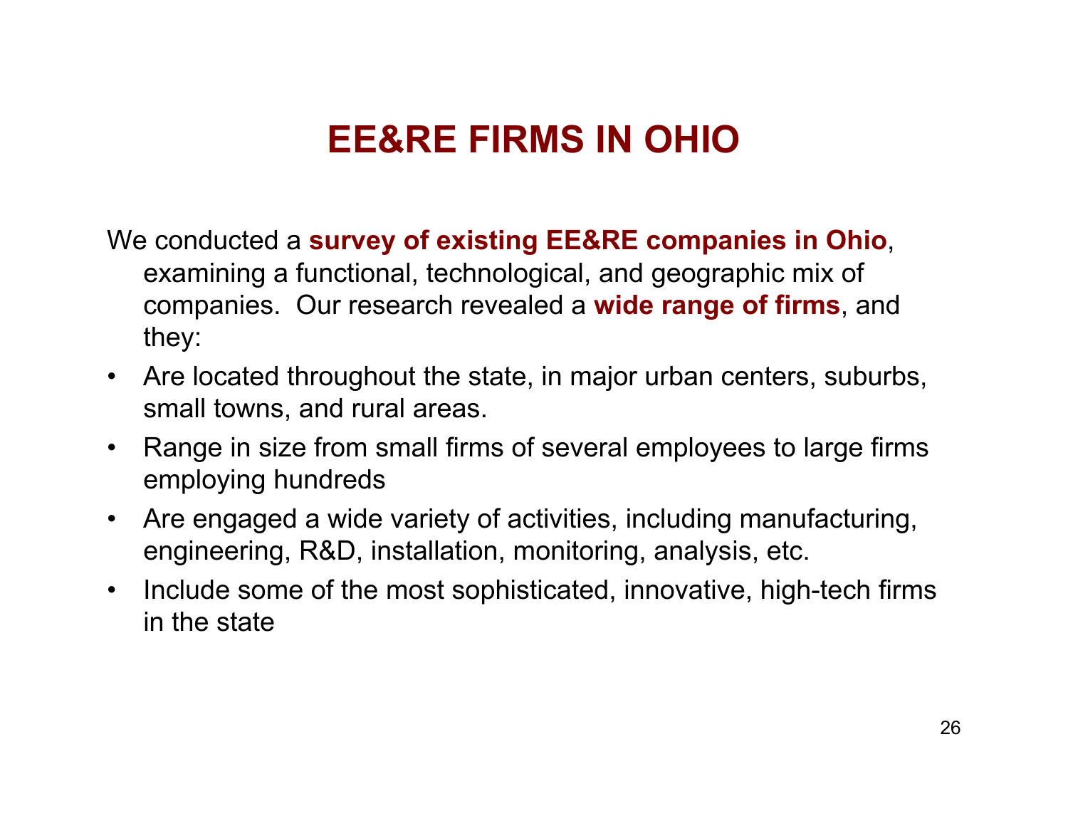# EE&RE FIRMS IN OHIO

We conducted a **survey of existing EE&RE companies in Ohio**, examining a functional, technological, and geographic mix of companies. Our research revealed a **wide range of firms**, and they:

- Are located throughout the state, in major urban centers, suburbs, small towns, and rural areas.
- Range in size from small firms of several employees to large firms employing hundreds
- Are engaged a wide variety of activities, including manufacturing, engineering, R&D, installation, monitoring, analysis, etc.
- Include some of the most sophisticated, innovative, high-tech firms in the state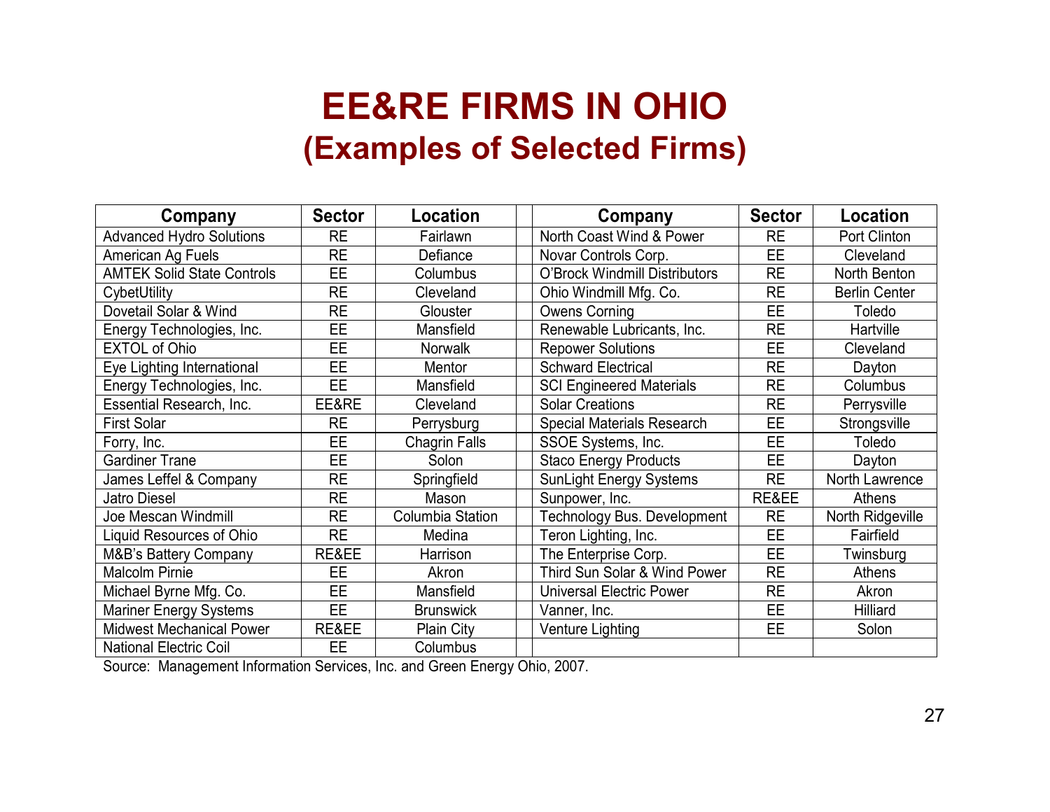# EE&RE FIRMS IN OHIO
## (Examples of Selected Firms)

| Company | Sector | Location | | Company | Sector | Location |
|---|---|---|---|---|---|---|
| Advanced Hydro Solutions | RE | Fairlawn | | North Coast Wind & Power | RE | Port Clinton |
| American Ag Fuels | RE | Defiance | | Novar Controls Corp. | EE | Cleveland |
| AMTEK Solid State Controls | EE | Columbus | | O'Brock Windmill Distributors | RE | North Benton |
| CybetUtility | RE | Cleveland | | Ohio Windmill Mfg. Co. | RE | Berlin Center |
| Dovetail Solar & Wind | RE | Glouster | | Owens Corning | EE | Toledo |
| Energy Technologies, Inc. | EE | Mansfield | | Renewable Lubricants, Inc. | RE | Hartville |
| EXTOL of Ohio | EE | Norwalk | | Repower Solutions | EE | Cleveland |
| Eye Lighting International | EE | Mentor | | Schward Electrical | RE | Dayton |
| Energy Technologies, Inc. | EE | Mansfield | | SCI Engineered Materials | RE | Columbus |
| Essential Research, Inc. | EE&RE | Cleveland | | Solar Creations | RE | Perrysville |
| First Solar | RE | Perrysburg | | Special Materials Research | EE | Strongsville |
| Forry, Inc. | EE | Chagrin Falls | | SSOE Systems, Inc. | EE | Toledo |
| Gardiner Trane | EE | Solon | | Staco Energy Products | EE | Dayton |
| James Leffel & Company | RE | Springfield | | SunLight Energy Systems | RE | North Lawrence |
| Jatro Diesel | RE | Mason | | Sunpower, Inc. | RE&EE | Athens |
| Joe Mescan Windmill | RE | Columbia Station | | Technology Bus. Development | RE | North Ridgeville |
| Liquid Resources of Ohio | RE | Medina | | Teron Lighting, Inc. | EE | Fairfield |
| M&B's Battery Company | RE&EE | Harrison | | The Enterprise Corp. | EE | Twinsburg |
| Malcolm Pirnie | EE | Akron | | Third Sun Solar & Wind Power | RE | Athens |
| Michael Byrne Mfg. Co. | EE | Mansfield | | Universal Electric Power | RE | Akron |
| Mariner Energy Systems | EE | Brunswick | | Vanner, Inc. | EE | Hilliard |
| Midwest Mechanical Power | RE&EE | Plain City | | Venture Lighting | EE | Solon |
| National Electric Coil | EE | Columbus | | | | |

Source: Management Information Services, Inc. and Green Energy Ohio, 2007.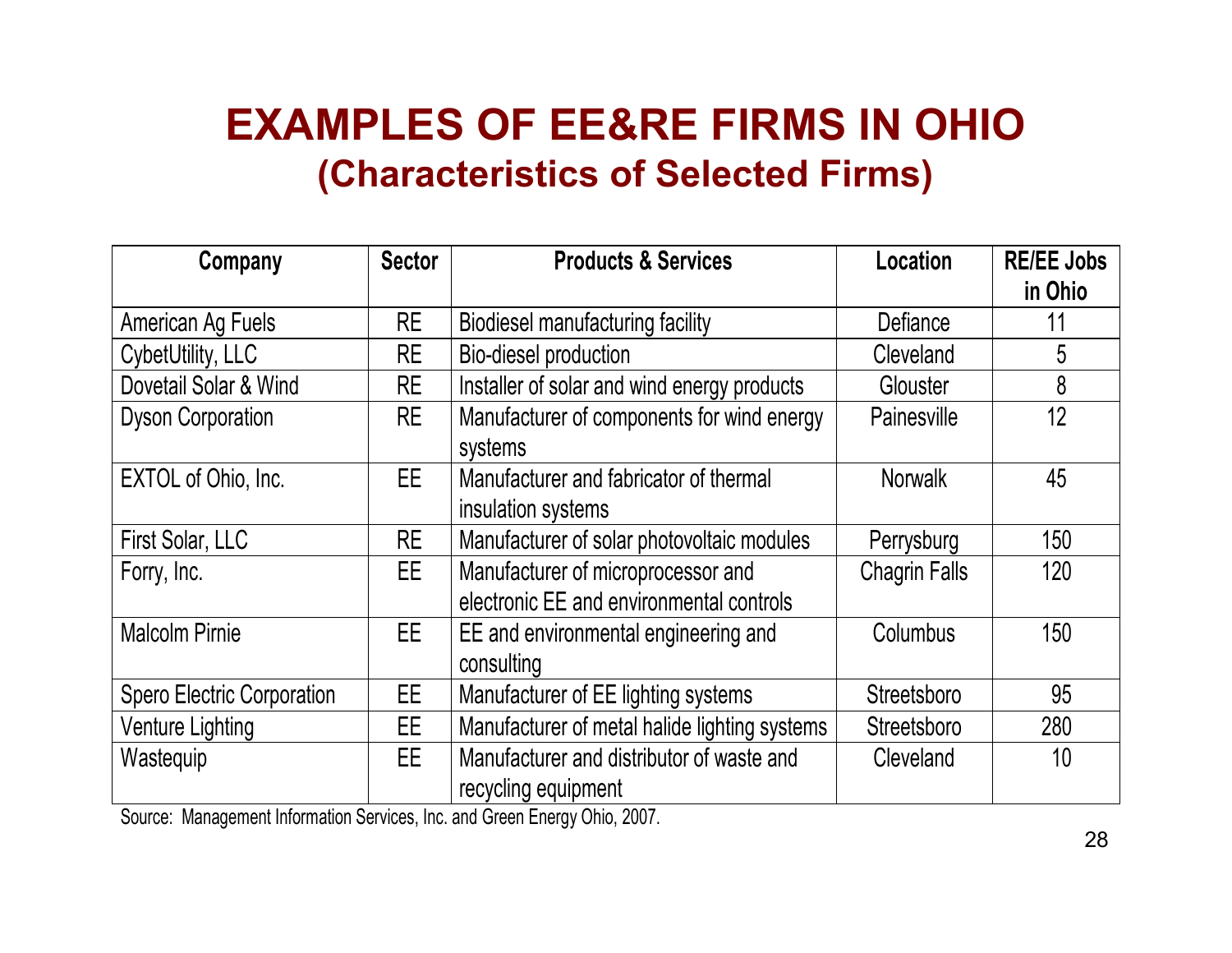# EXAMPLES OF EE&RE FIRMS IN OHIO

## (Characteristics of Selected Firms)

| Company | Sector | Products & Services | Location | RE/EE Jobs in Ohio |
|---|---|---|---|---|
| American Ag Fuels | RE | Biodiesel manufacturing facility | Defiance | 11 |
| CybetUtility, LLC | RE | Bio-diesel production | Cleveland | 5 |
| Dovetail Solar & Wind | RE | Installer of solar and wind energy products | Glouster | 8 |
| Dyson Corporation | RE | Manufacturer of components for wind energy systems | Painesville | 12 |
| EXTOL of Ohio, Inc. | EE | Manufacturer and fabricator of thermal insulation systems | Norwalk | 45 |
| First Solar, LLC | RE | Manufacturer of solar photovoltaic modules | Perrysburg | 150 |
| Forry, Inc. | EE | Manufacturer of microprocessor and electronic EE and environmental controls | Chagrin Falls | 120 |
| Malcolm Pirnie | EE | EE and environmental engineering and consulting | Columbus | 150 |
| Spero Electric Corporation | EE | Manufacturer of EE lighting systems | Streetsboro | 95 |
| Venture Lighting | EE | Manufacturer of metal halide lighting systems | Streetsboro | 280 |
| Wastequip | EE | Manufacturer and distributor of waste and recycling equipment | Cleveland | 10 |

Source: Management Information Services, Inc. and Green Energy Ohio, 2007.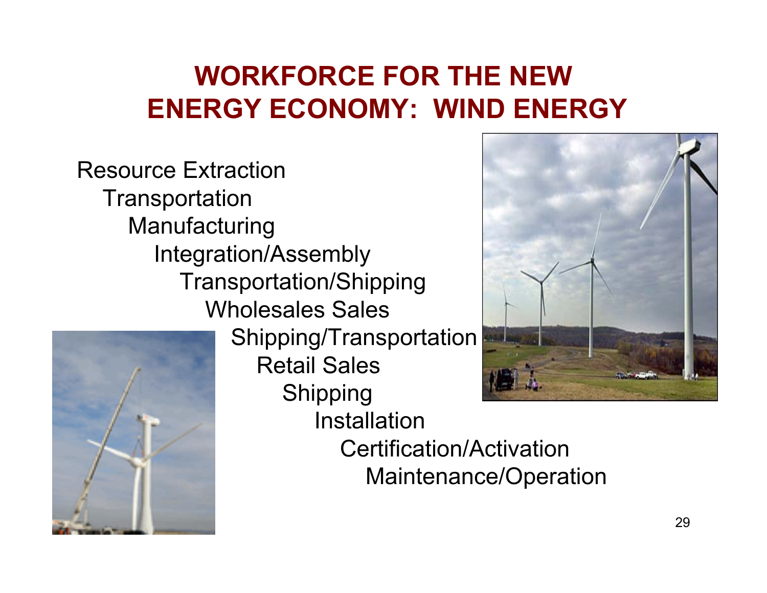# WORKFORCE FOR THE NEW ENERGY ECONOMY: WIND ENERGY

Resource Extraction
Transportation
Manufacturing
Integration/Assembly
Transportation/Shipping
Wholesales Sales
Shipping/Transportation
Retail Sales
Shipping
Installation
Certification/Activation
Maintenance/Operation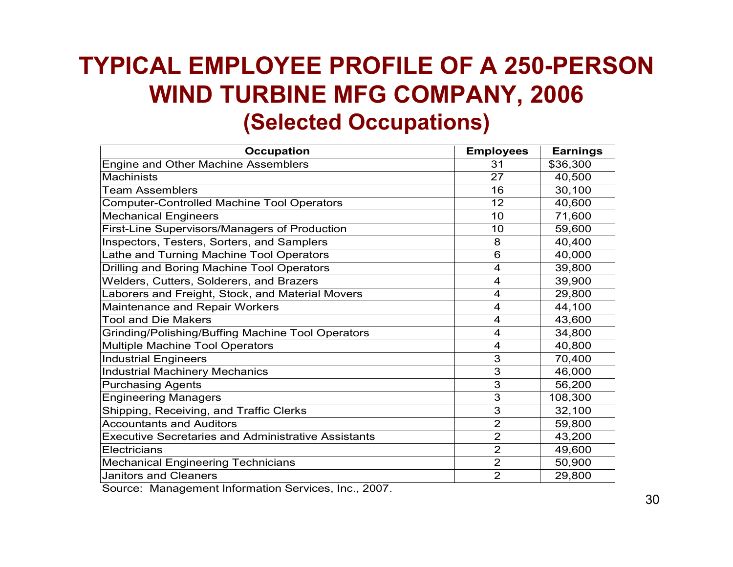# TYPICAL EMPLOYEE PROFILE OF A 250-PERSON WIND TURBINE MFG COMPANY, 2006

## (Selected Occupations)

| Occupation | Employees | Earnings |
|---|---|---|
| Engine and Other Machine Assemblers | 31 | $36,300 |
| Machinists | 27 | 40,500 |
| Team Assemblers | 16 | 30,100 |
| Computer-Controlled Machine Tool Operators | 12 | 40,600 |
| Mechanical Engineers | 10 | 71,600 |
| First-Line Supervisors/Managers of Production | 10 | 59,600 |
| Inspectors, Testers, Sorters, and Samplers | 8 | 40,400 |
| Lathe and Turning Machine Tool Operators | 6 | 40,000 |
| Drilling and Boring Machine Tool Operators | 4 | 39,800 |
| Welders, Cutters, Solderers, and Brazers | 4 | 39,900 |
| Laborers and Freight, Stock, and Material Movers | 4 | 29,800 |
| Maintenance and Repair Workers | 4 | 44,100 |
| Tool and Die Makers | 4 | 43,600 |
| Grinding/Polishing/Buffing Machine Tool Operators | 4 | 34,800 |
| Multiple Machine Tool Operators | 4 | 40,800 |
| Industrial Engineers | 3 | 70,400 |
| Industrial Machinery Mechanics | 3 | 46,000 |
| Purchasing Agents | 3 | 56,200 |
| Engineering Managers | 3 | 108,300 |
| Shipping, Receiving, and Traffic Clerks | 3 | 32,100 |
| Accountants and Auditors | 2 | 59,800 |
| Executive Secretaries and Administrative Assistants | 2 | 43,200 |
| Electricians | 2 | 49,600 |
| Mechanical Engineering Technicians | 2 | 50,900 |
| Janitors and Cleaners | 2 | 29,800 |

Source: Management Information Services, Inc., 2007.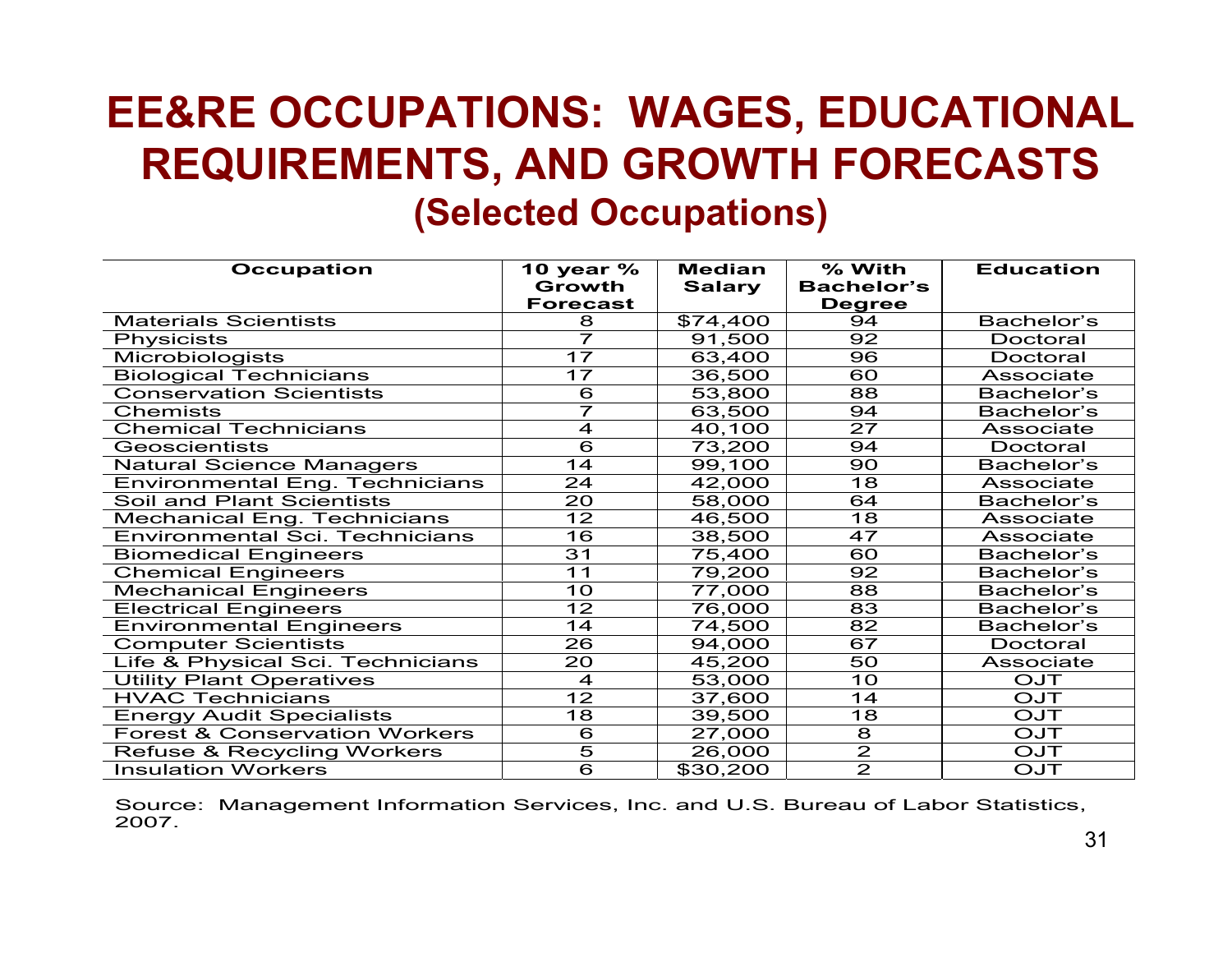# EE&RE OCCUPATIONS: WAGES, EDUCATIONAL REQUIREMENTS, AND GROWTH FORECASTS

## (Selected Occupations)

| Occupation | 10 year % Growth Forecast | Median Salary | % With Bachelor's Degree | Education |
|---|---|---|---|---|
| Materials Scientists | 8 | $74,400 | 94 | Bachelor's |
| Physicists | 7 | 91,500 | 92 | Doctoral |
| Microbiologists | 17 | 63,400 | 96 | Doctoral |
| Biological Technicians | 17 | 36,500 | 60 | Associate |
| Conservation Scientists | 6 | 53,800 | 88 | Bachelor's |
| Chemists | 7 | 63,500 | 94 | Bachelor's |
| Chemical Technicians | 4 | 40,100 | 27 | Associate |
| Geoscientists | 6 | 73,200 | 94 | Doctoral |
| Natural Science Managers | 14 | 99,100 | 90 | Bachelor's |
| Environmental Eng. Technicians | 24 | 42,000 | 18 | Associate |
| Soil and Plant Scientists | 20 | 58,000 | 64 | Bachelor's |
| Mechanical Eng. Technicians | 12 | 46,500 | 18 | Associate |
| Environmental Sci. Technicians | 16 | 38,500 | 47 | Associate |
| Biomedical Engineers | 31 | 75,400 | 60 | Bachelor's |
| Chemical Engineers | 11 | 79,200 | 92 | Bachelor's |
| Mechanical Engineers | 10 | 77,000 | 88 | Bachelor's |
| Electrical Engineers | 12 | 76,000 | 83 | Bachelor's |
| Environmental Engineers | 14 | 74,500 | 82 | Bachelor's |
| Computer Scientists | 26 | 94,000 | 67 | Doctoral |
| Life & Physical Sci. Technicians | 20 | 45,200 | 50 | Associate |
| Utility Plant Operatives | 4 | 53,000 | 10 | OJT |
| HVAC Technicians | 12 | 37,600 | 14 | OJT |
| Energy Audit Specialists | 18 | 39,500 | 18 | OJT |
| Forest & Conservation Workers | 6 | 27,000 | 8 | OJT |
| Refuse & Recycling Workers | 5 | 26,000 | 2 | OJT |
| Insulation Workers | 6 | $30,200 | 2 | OJT |

Source: Management Information Services, Inc. and U.S. Bureau of Labor Statistics, 2007.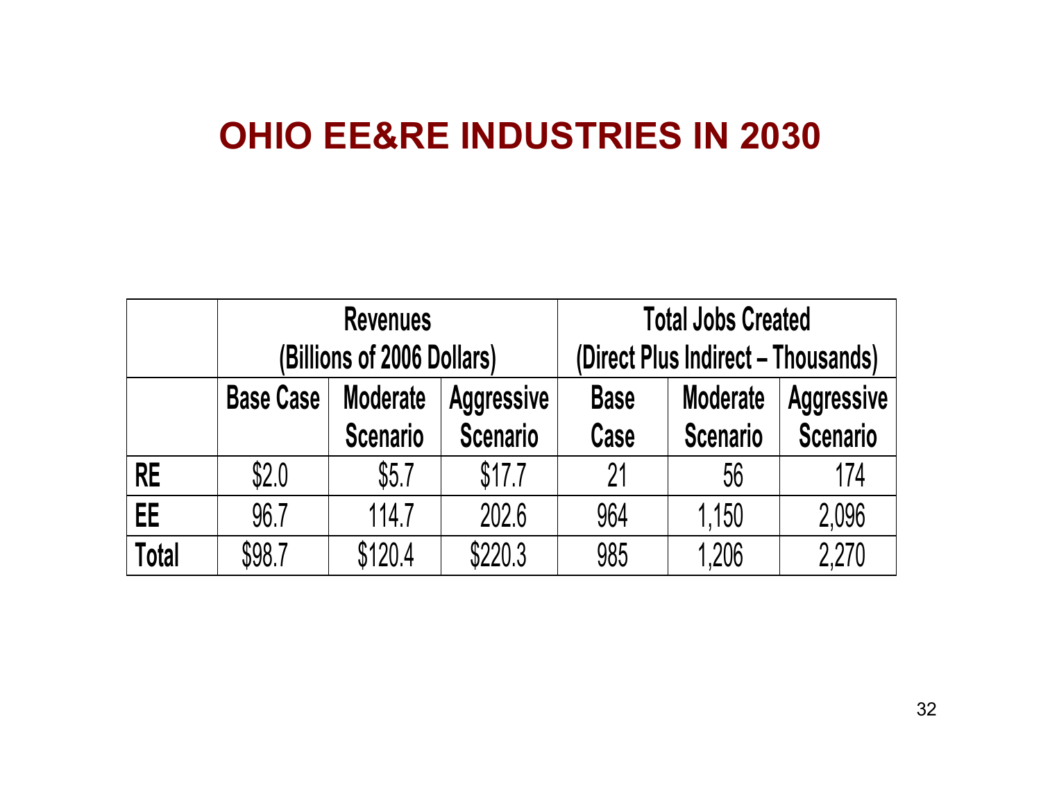# OHIO EE&RE INDUSTRIES IN 2030

| | Revenues (Billions of 2006 Dollars) | | | Total Jobs Created (Direct Plus Indirect – Thousands) | | |
|---|---|---|---|---|---|---|
| | Base Case | Moderate Scenario | Aggressive Scenario | Base Case | Moderate Scenario | Aggressive Scenario |
| **RE** | $2.0 | $5.7 | $17.7 | 21 | 56 | 174 |
| **EE** | 96.7 | 114.7 | 202.6 | 964 | 1,150 | 2,096 |
| **Total** | $98.7 | $120.4 | $220.3 | 985 | 1,206 | 2,270 |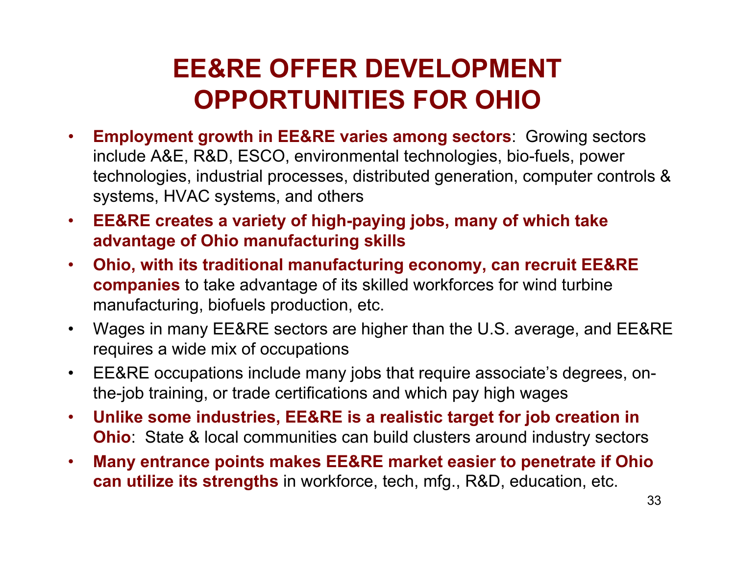# EE&RE OFFER DEVELOPMENT OPPORTUNITIES FOR OHIO

- **Employment growth in EE&RE varies among sectors**: Growing sectors include A&E, R&D, ESCO, environmental technologies, bio-fuels, power technologies, industrial processes, distributed generation, computer controls & systems, HVAC systems, and others
- **EE&RE creates a variety of high-paying jobs, many of which take advantage of Ohio manufacturing skills**
- **Ohio, with its traditional manufacturing economy, can recruit EE&RE companies** to take advantage of its skilled workforces for wind turbine manufacturing, biofuels production, etc.
- Wages in many EE&RE sectors are higher than the U.S. average, and EE&RE requires a wide mix of occupations
- EE&RE occupations include many jobs that require associate's degrees, on-the-job training, or trade certifications and which pay high wages
- **Unlike some industries, EE&RE is a realistic target for job creation in Ohio**: State & local communities can build clusters around industry sectors
- **Many entrance points makes EE&RE market easier to penetrate if Ohio can utilize its strengths** in workforce, tech, mfg., R&D, education, etc.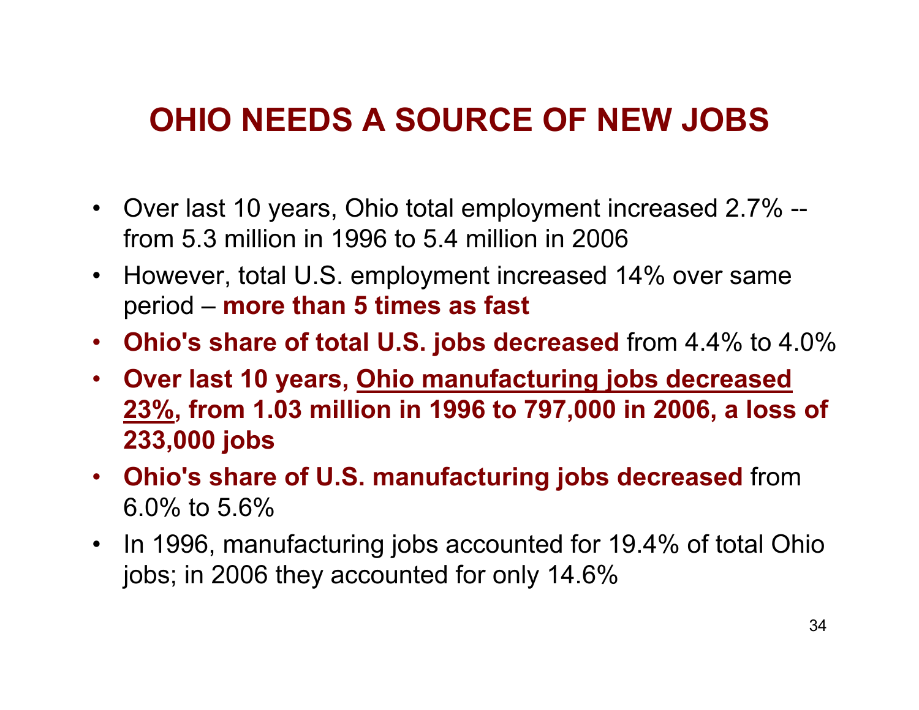# OHIO NEEDS A SOURCE OF NEW JOBS

- Over last 10 years, Ohio total employment increased 2.7% -- from 5.3 million in 1996 to 5.4 million in 2006
- However, total U.S. employment increased 14% over same period – **more than 5 times as fast**
- **Ohio's share of total U.S. jobs decreased** from 4.4% to 4.0%
- **Over last 10 years, <u>Ohio manufacturing jobs decreased 23%</u>, from 1.03 million in 1996 to 797,000 in 2006, a loss of 233,000 jobs**
- **Ohio's share of U.S. manufacturing jobs decreased** from 6.0% to 5.6%
- In 1996, manufacturing jobs accounted for 19.4% of total Ohio jobs; in 2006 they accounted for only 14.6%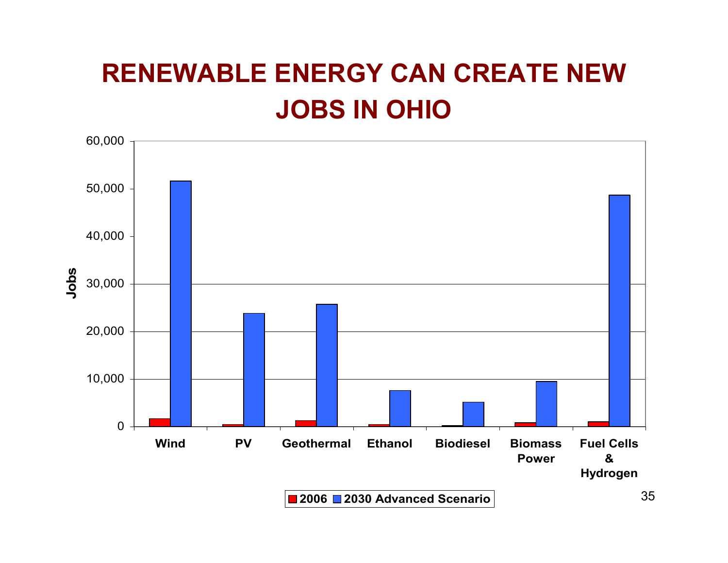# RENEWABLE ENERGY CAN CREATE NEW JOBS IN OHIO

Jobs

60,000
50,000
40,000
30,000
20,000
10,000
0

Wind | PV | Geothermal | Ethanol | Biodiesel | Biomass Power | Fuel Cells & Hydrogen

2006 | 2030 Advanced Scenario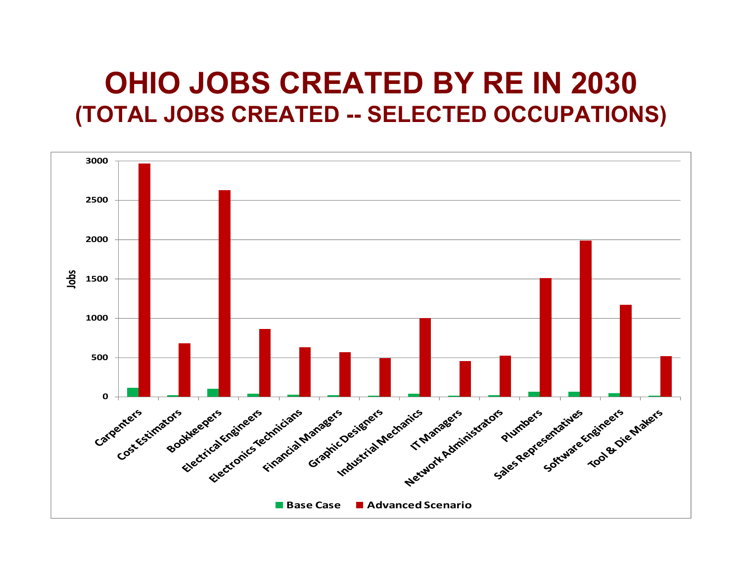# OHIO JOBS CREATED BY RE IN 2030

## (TOTAL JOBS CREATED -- SELECTED OCCUPATIONS)

| Occupation | Base Case | Advanced Scenario |
|---|---|---|
| Carpenters | ~110 | ~2960 |
| Cost Estimators | ~20 | ~680 |
| Bookkeepers | ~100 | ~2620 |
| Electrical Engineers | ~40 | ~860 |
| Electronics Technicians | ~25 | ~630 |
| Financial Managers | ~20 | ~565 |
| Graphic Designers | ~15 | ~490 |
| Industrial Mechanics | ~40 | ~1000 |
| IT Managers | ~15 | ~455 |
| Network Administrators | ~20 | ~520 |
| Plumbers | ~65 | ~1505 |
| Sales Representatives | ~65 | ~1985 |
| Software Engineers | ~45 | ~1165 |
| Tool & Die Makers | ~15 | ~515 |

Jobs

Base Case | Advanced Scenario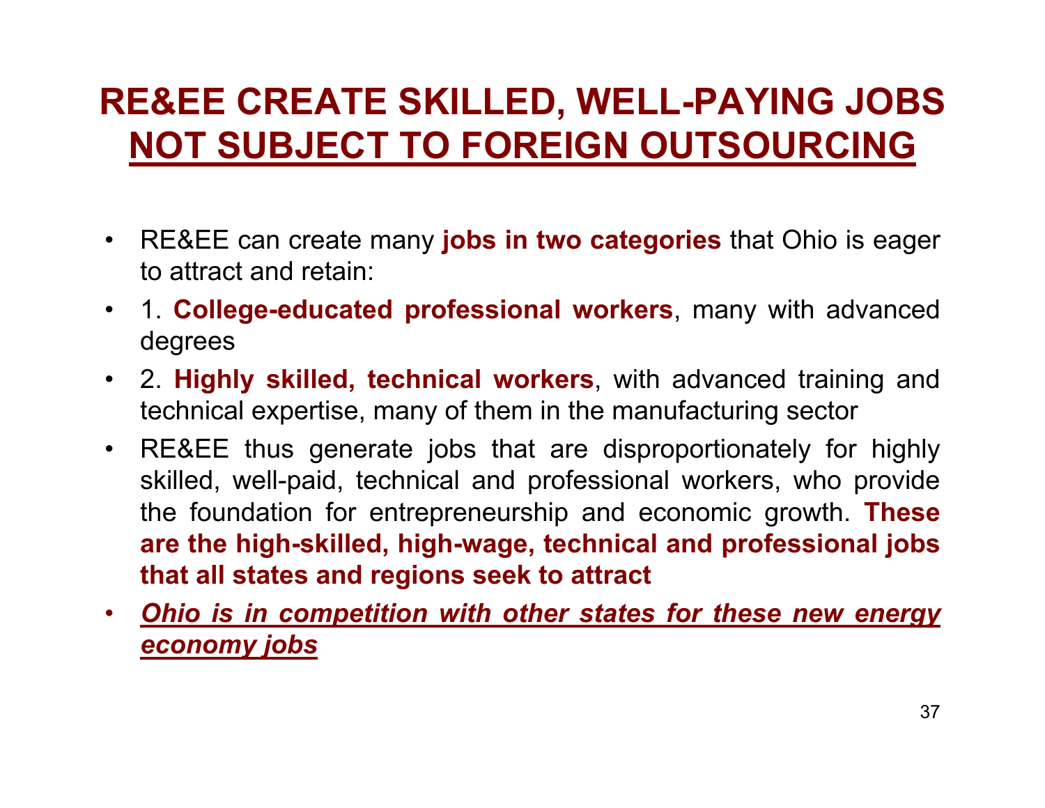# RE&EE CREATE SKILLED, WELL-PAYING JOBS NOT SUBJECT TO FOREIGN OUTSOURCING

- RE&EE can create many **jobs in two categories** that Ohio is eager to attract and retain:
- 1. **College-educated professional workers**, many with advanced degrees
- 2. **Highly skilled, technical workers**, with advanced training and technical expertise, many of them in the manufacturing sector
- RE&EE thus generate jobs that are disproportionately for highly skilled, well-paid, technical and professional workers, who provide the foundation for entrepreneurship and economic growth. **These are the high-skilled, high-wage, technical and professional jobs that all states and regions seek to attract**
- ***Ohio is in competition with other states for these new energy economy jobs***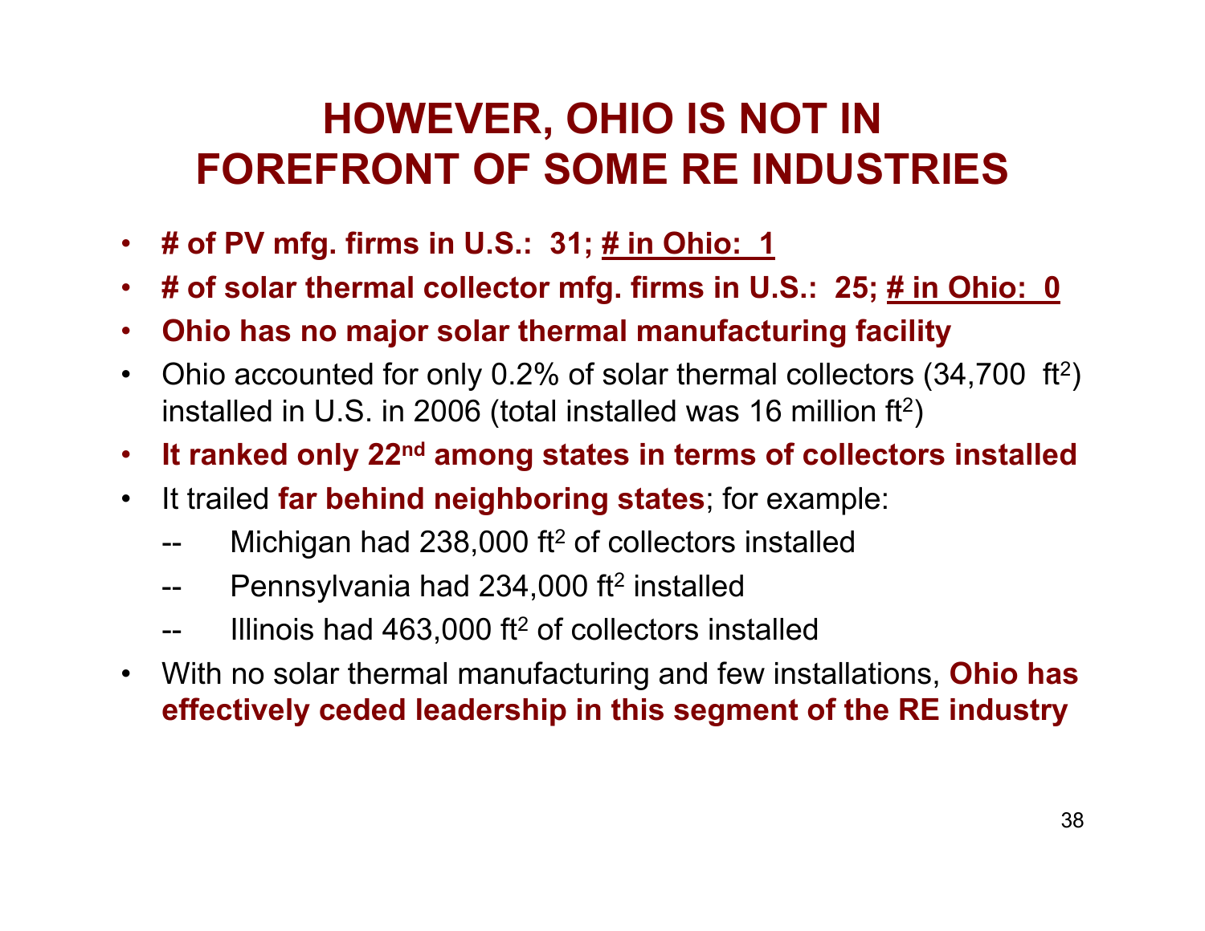# HOWEVER, OHIO IS NOT IN FOREFRONT OF SOME RE INDUSTRIES

- **# of PV mfg. firms in U.S.: 31; <u># in Ohio: 1</u>**
- **# of solar thermal collector mfg. firms in U.S.: 25; <u># in Ohio: 0</u>**
- **Ohio has no major solar thermal manufacturing facility**
- Ohio accounted for only 0.2% of solar thermal collectors (34,700 $ft^2$) installed in U.S. in 2006 (total installed was 16 million $ft^2$)
- **It ranked only $22^{nd}$ among states in terms of collectors installed**
- It trailed **far behind neighboring states**; for example:
  - -- Michigan had 238,000 $ft^2$ of collectors installed
  - -- Pennsylvania had 234,000 $ft^2$ installed
  - -- Illinois had 463,000 $ft^2$ of collectors installed
- With no solar thermal manufacturing and few installations, **Ohio has effectively ceded leadership in this segment of the RE industry**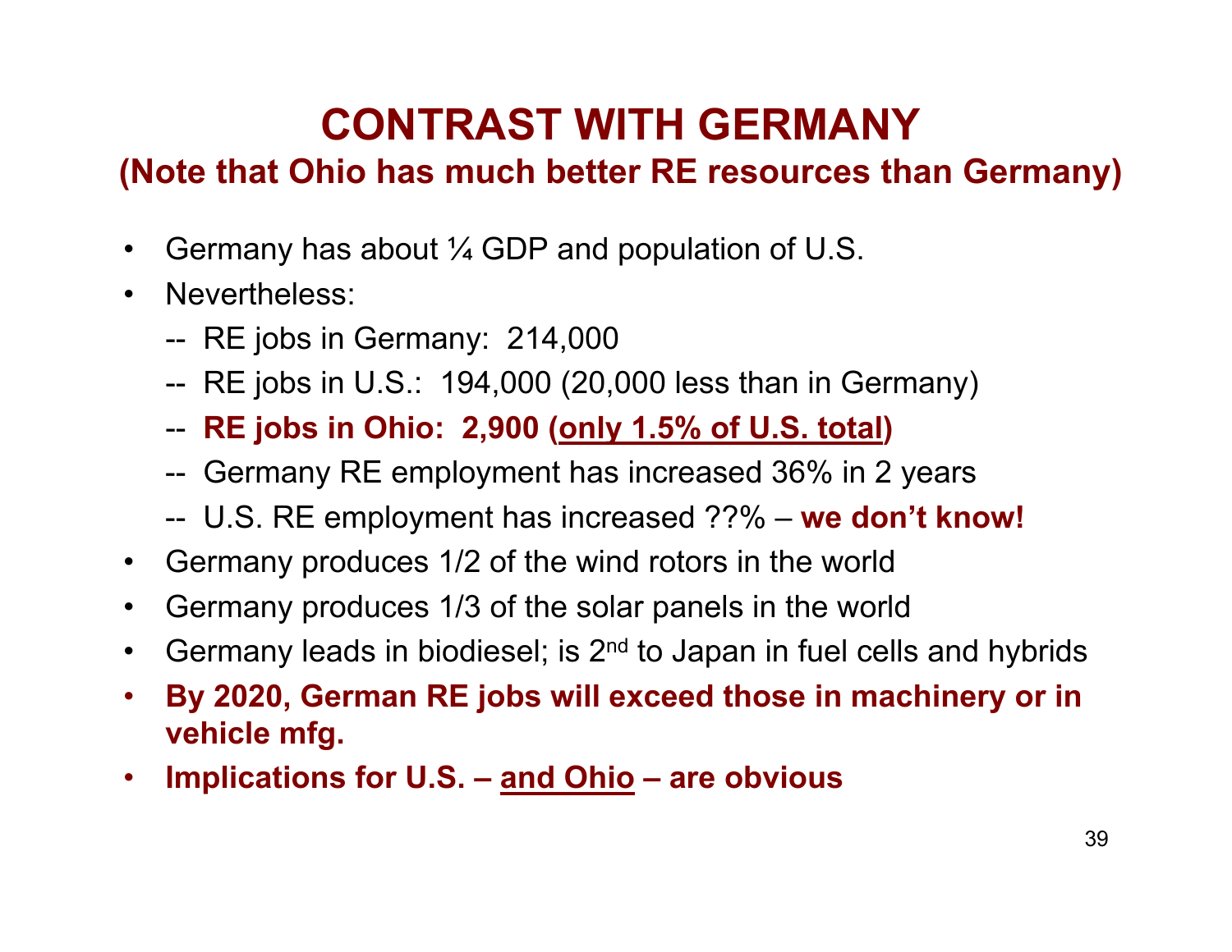# CONTRAST WITH GERMANY

## (Note that Ohio has much better RE resources than Germany)

- Germany has about ¼ GDP and population of U.S.
- Nevertheless:
  - -- RE jobs in Germany: 214,000
  - -- RE jobs in U.S.: 194,000 (20,000 less than in Germany)
  - -- **RE jobs in Ohio: 2,900 (<u>only 1.5% of U.S. total</u>)**
  - -- Germany RE employment has increased 36% in 2 years
  - -- U.S. RE employment has increased ??% – **we don't know!**
- Germany produces 1/2 of the wind rotors in the world
- Germany produces 1/3 of the solar panels in the world
- Germany leads in biodiesel; is 2nd to Japan in fuel cells and hybrids
- **By 2020, German RE jobs will exceed those in machinery or in vehicle mfg.**
- **Implications for U.S. – <u>and Ohio</u> – are obvious**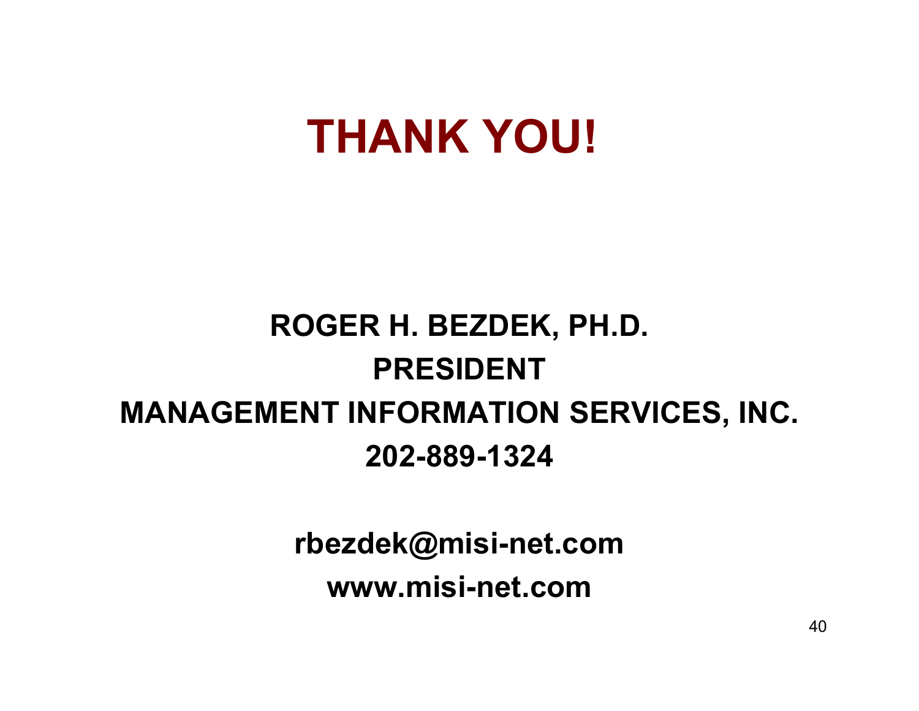# THANK YOU!

**ROGER H. BEZDEK, PH.D.**

**PRESIDENT**

**MANAGEMENT INFORMATION SERVICES, INC.**

**202-889-1324**

**rbezdek@misi-net.com**

**www.misi-net.com**